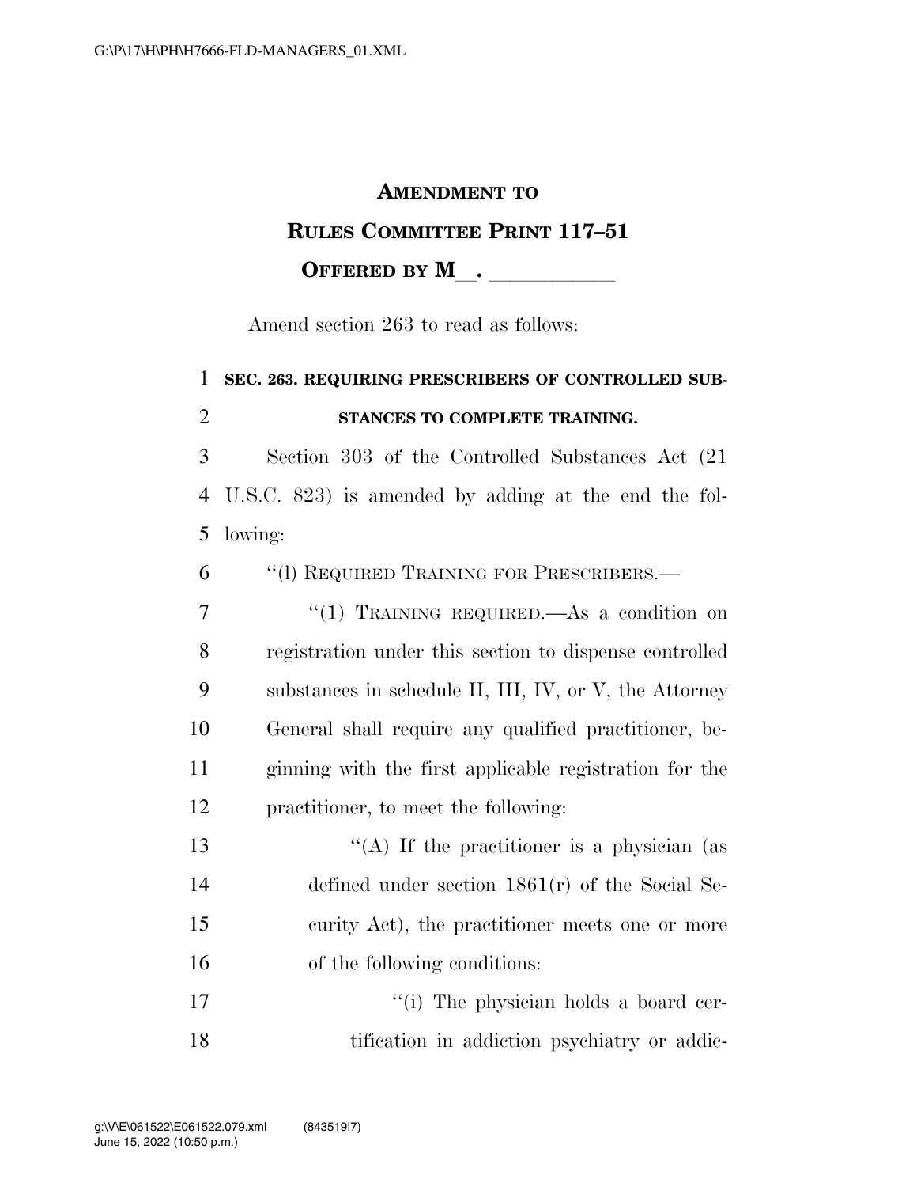# AMENDMENT TO RULES COMMITTEE PRINT 117–51

**OFFERED BY M\_\_. \_\_\_\_\_\_\_\_\_\_\_**

Amend section 263 to read as follows:

**SEC. 263. REQUIRING PRESCRIBERS OF CONTROLLED SUBSTANCES TO COMPLETE TRAINING.**

Section 303 of the Controlled Substances Act (21 U.S.C. 823) is amended by adding at the end the following:

"(l) REQUIRED TRAINING FOR PRESCRIBERS.—

"(1) TRAINING REQUIRED.—As a condition on registration under this section to dispense controlled substances in schedule II, III, IV, or V, the Attorney General shall require any qualified practitioner, beginning with the first applicable registration for the practitioner, to meet the following:

"(A) If the practitioner is a physician (as defined under section 1861(r) of the Social Security Act), the practitioner meets one or more of the following conditions:

"(i) The physician holds a board certification in addiction psychiatry or addic-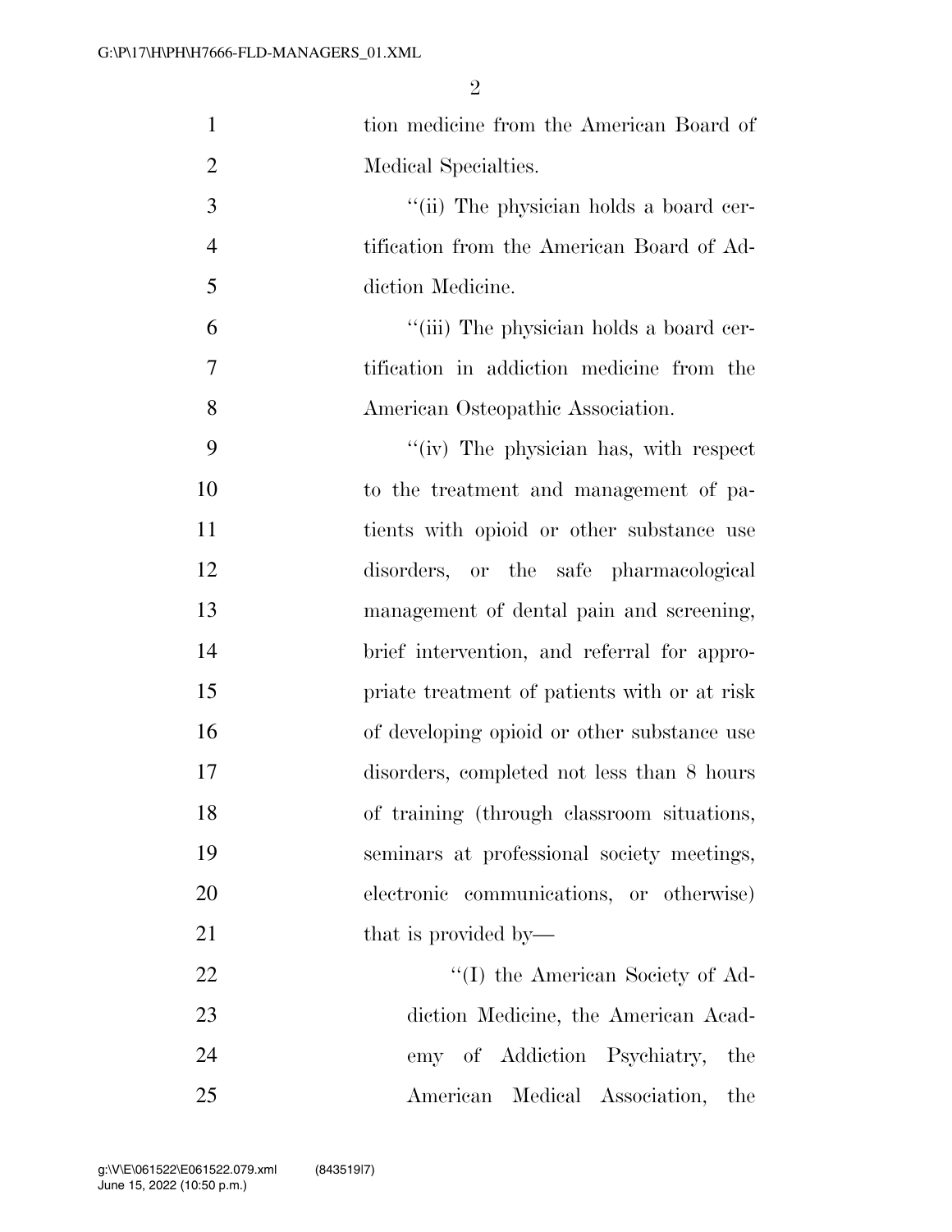tion medicine from the American Board of Medical Specialties.

''(ii) The physician holds a board certification from the American Board of Addiction Medicine.

''(iii) The physician holds a board certification in addiction medicine from the American Osteopathic Association.

''(iv) The physician has, with respect to the treatment and management of patients with opioid or other substance use disorders, or the safe pharmacological management of dental pain and screening, brief intervention, and referral for appropriate treatment of patients with or at risk of developing opioid or other substance use disorders, completed not less than 8 hours of training (through classroom situations, seminars at professional society meetings, electronic communications, or otherwise) that is provided by—

''(I) the American Society of Addiction Medicine, the American Academy of Addiction Psychiatry, the American Medical Association, the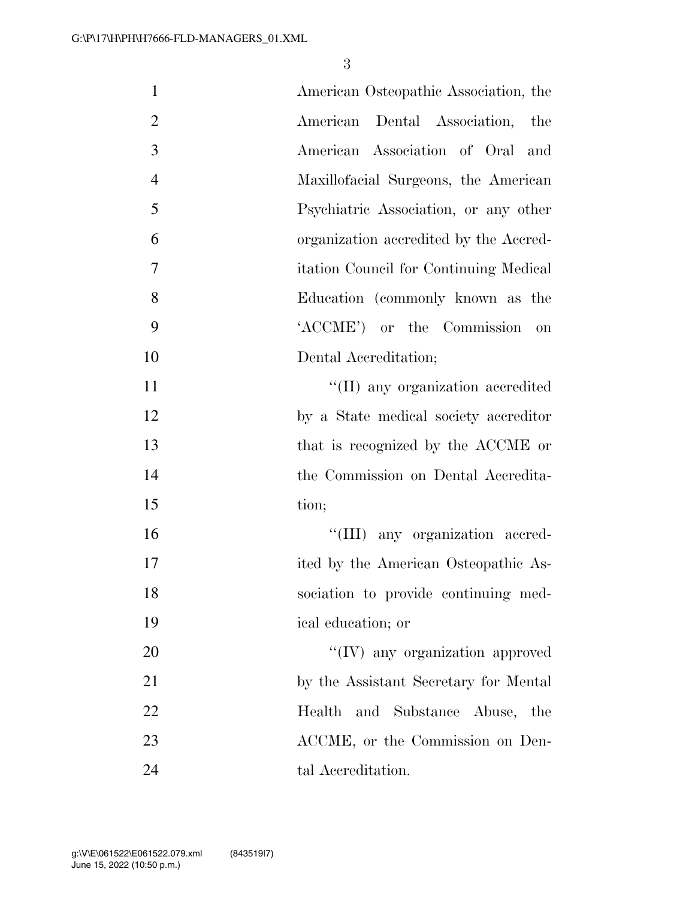American Osteopathic Association, the American Dental Association, the American Association of Oral and Maxillofacial Surgeons, the American Psychiatric Association, or any other organization accredited by the Accreditation Council for Continuing Medical Education (commonly known as the 'ACCME') or the Commission on Dental Accreditation;

''(II) any organization accredited by a State medical society accreditor that is recognized by the ACCME or the Commission on Dental Accreditation;

''(III) any organization accredited by the American Osteopathic Association to provide continuing medical education; or

''(IV) any organization approved by the Assistant Secretary for Mental Health and Substance Abuse, the ACCME, or the Commission on Dental Accreditation.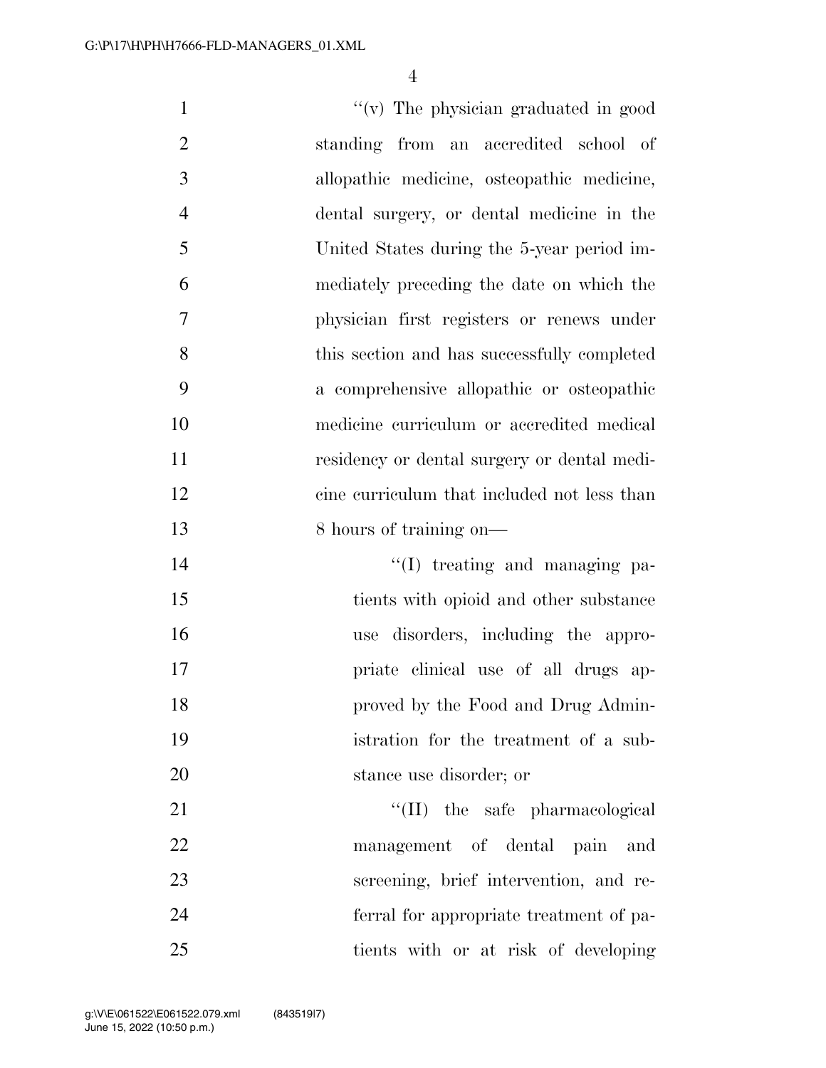"(v) The physician graduated in good standing from an accredited school of allopathic medicine, osteopathic medicine, dental surgery, or dental medicine in the United States during the 5-year period immediately preceding the date on which the physician first registers or renews under this section and has successfully completed a comprehensive allopathic or osteopathic medicine curriculum or accredited medical residency or dental surgery or dental medicine curriculum that included not less than 8 hours of training on—

"(I) treating and managing patients with opioid and other substance use disorders, including the appropriate clinical use of all drugs approved by the Food and Drug Administration for the treatment of a substance use disorder; or

"(II) the safe pharmacological management of dental pain and screening, brief intervention, and referral for appropriate treatment of patients with or at risk of developing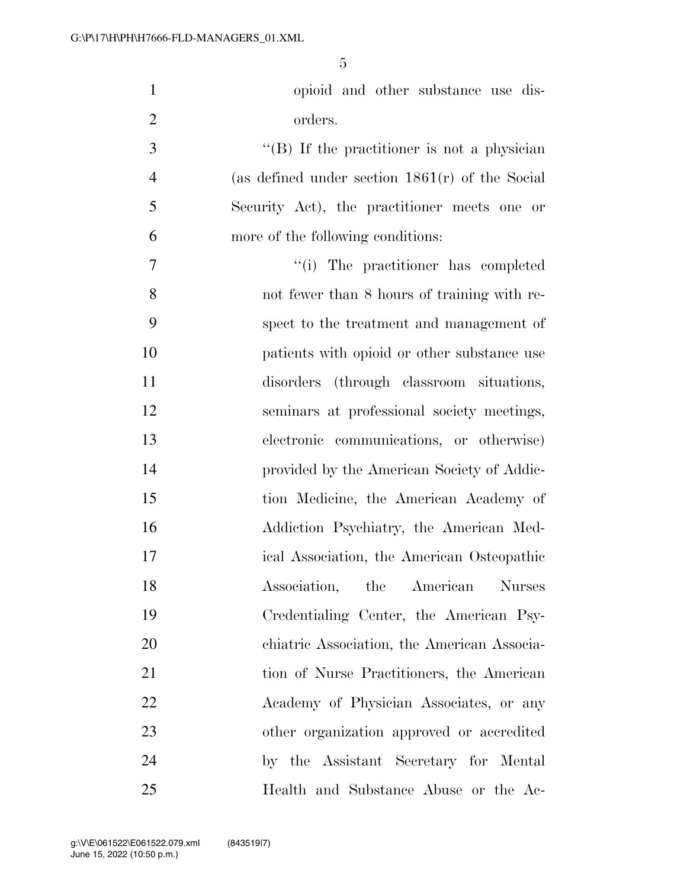opioid and other substance use disorders.

''(B) If the practitioner is not a physician (as defined under section 1861(r) of the Social Security Act), the practitioner meets one or more of the following conditions:

''(i) The practitioner has completed not fewer than 8 hours of training with respect to the treatment and management of patients with opioid or other substance use disorders (through classroom situations, seminars at professional society meetings, electronic communications, or otherwise) provided by the American Society of Addiction Medicine, the American Academy of Addiction Psychiatry, the American Medical Association, the American Osteopathic Association, the American Nurses Credentialing Center, the American Psychiatric Association, the American Association of Nurse Practitioners, the American Academy of Physician Associates, or any other organization approved or accredited by the Assistant Secretary for Mental Health and Substance Abuse or the Ac-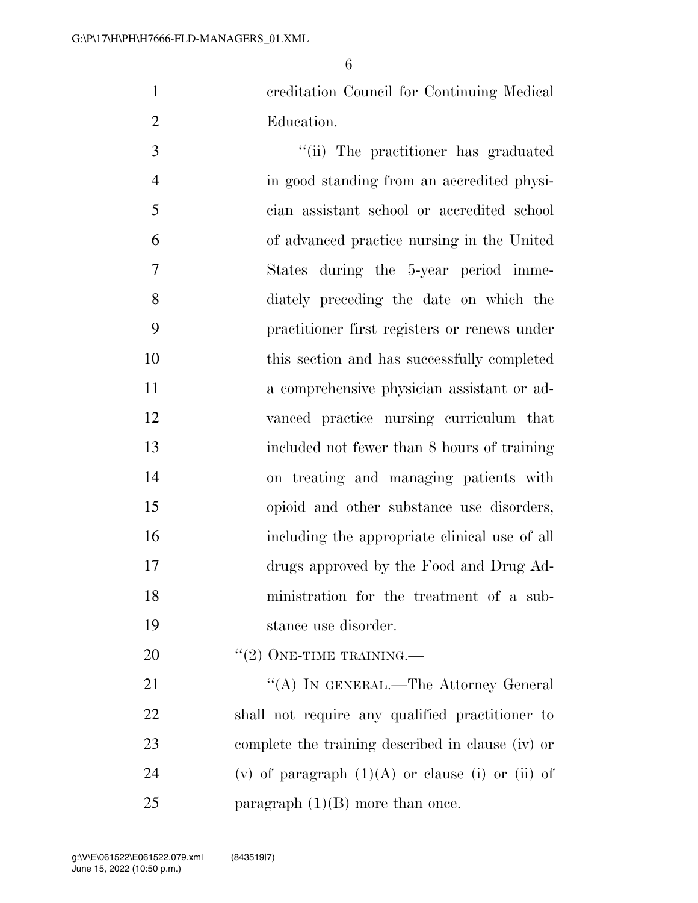creditation Council for Continuing Medical Education.

"(ii) The practitioner has graduated in good standing from an accredited physician assistant school or accredited school of advanced practice nursing in the United States during the 5-year period immediately preceding the date on which the practitioner first registers or renews under this section and has successfully completed a comprehensive physician assistant or advanced practice nursing curriculum that included not fewer than 8 hours of training on treating and managing patients with opioid and other substance use disorders, including the appropriate clinical use of all drugs approved by the Food and Drug Administration for the treatment of a substance use disorder.

"(2) ONE-TIME TRAINING.—

"(A) IN GENERAL.—The Attorney General shall not require any qualified practitioner to complete the training described in clause (iv) or (v) of paragraph (1)(A) or clause (i) or (ii) of paragraph (1)(B) more than once.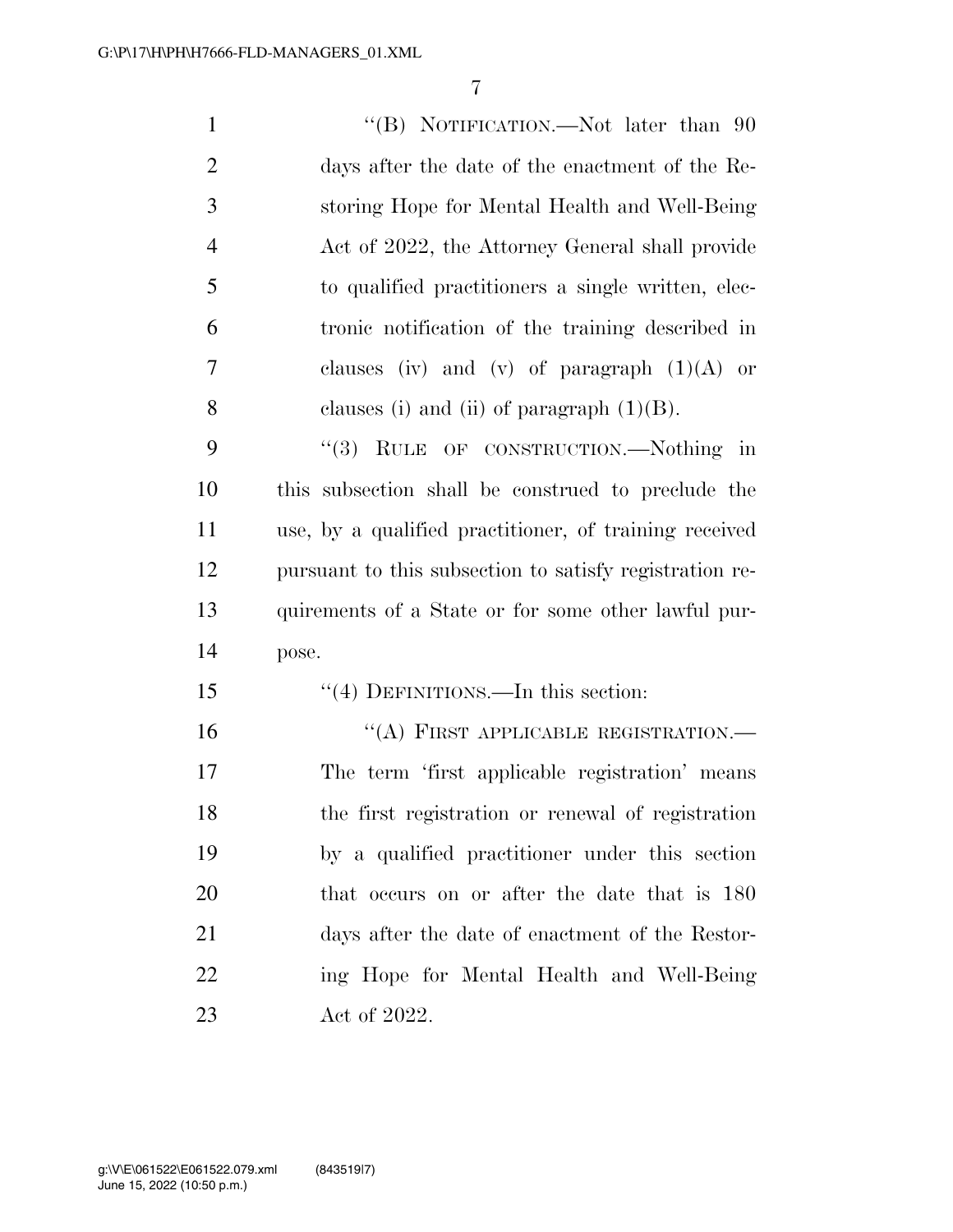''(B) NOTIFICATION.—Not later than 90 days after the date of the enactment of the Restoring Hope for Mental Health and Well-Being Act of 2022, the Attorney General shall provide to qualified practitioners a single written, electronic notification of the training described in clauses (iv) and (v) of paragraph (1)(A) or clauses (i) and (ii) of paragraph (1)(B).

''(3) RULE OF CONSTRUCTION.—Nothing in this subsection shall be construed to preclude the use, by a qualified practitioner, of training received pursuant to this subsection to satisfy registration requirements of a State or for some other lawful purpose.

''(4) DEFINITIONS.—In this section:

''(A) FIRST APPLICABLE REGISTRATION.—The term 'first applicable registration' means the first registration or renewal of registration by a qualified practitioner under this section that occurs on or after the date that is 180 days after the date of enactment of the Restoring Hope for Mental Health and Well-Being Act of 2022.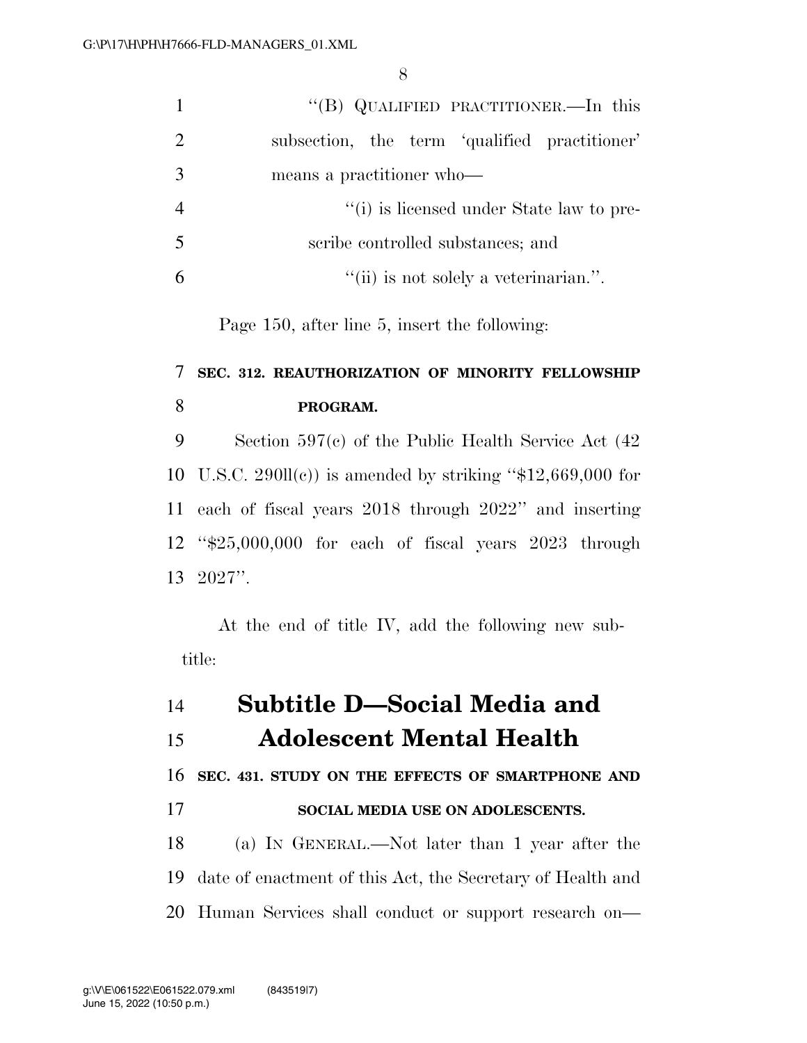"(B) QUALIFIED PRACTITIONER.—In this subsection, the term 'qualified practitioner' means a practitioner who—

"(i) is licensed under State law to prescribe controlled substances; and

"(ii) is not solely a veterinarian.".

Page 150, after line 5, insert the following:

**SEC. 312. REAUTHORIZATION OF MINORITY FELLOWSHIP PROGRAM.**

Section 597(c) of the Public Health Service Act (42 U.S.C. 290ll(c)) is amended by striking "$12,669,000 for each of fiscal years 2018 through 2022" and inserting "$25,000,000 for each of fiscal years 2023 through 2027".

At the end of title IV, add the following new subtitle:

# Subtitle D—Social Media and Adolescent Mental Health

**SEC. 431. STUDY ON THE EFFECTS OF SMARTPHONE AND SOCIAL MEDIA USE ON ADOLESCENTS.**

(a) IN GENERAL.—Not later than 1 year after the date of enactment of this Act, the Secretary of Health and Human Services shall conduct or support research on—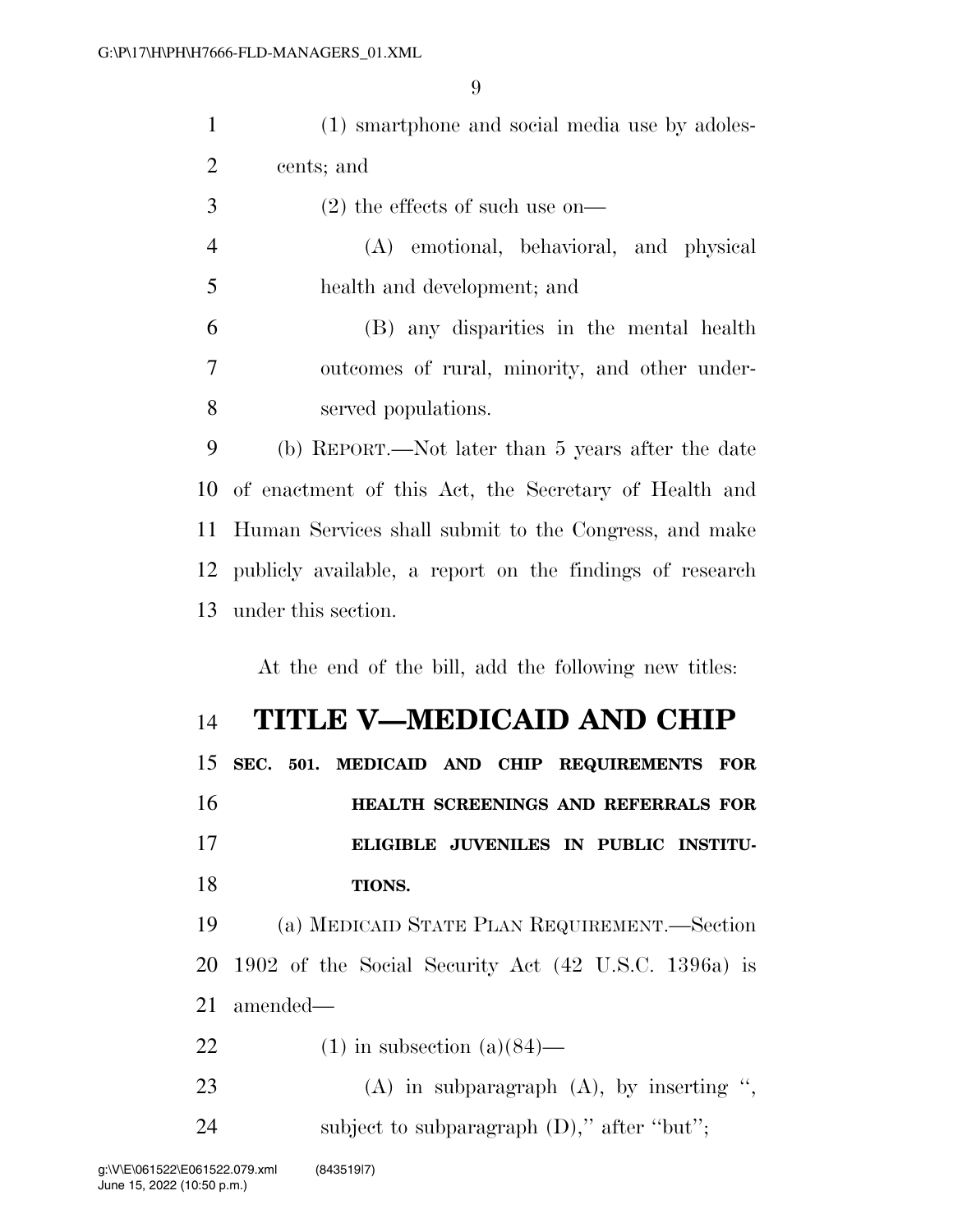(1) smartphone and social media use by adolescents; and

(2) the effects of such use on—

(A) emotional, behavioral, and physical health and development; and

(B) any disparities in the mental health outcomes of rural, minority, and other underserved populations.

(b) REPORT.—Not later than 5 years after the date of enactment of this Act, the Secretary of Health and Human Services shall submit to the Congress, and make publicly available, a report on the findings of research under this section.

At the end of the bill, add the following new titles:

# TITLE V—MEDICAID AND CHIP

## SEC. 501. MEDICAID AND CHIP REQUIREMENTS FOR HEALTH SCREENINGS AND REFERRALS FOR ELIGIBLE JUVENILES IN PUBLIC INSTITUTIONS.

(a) MEDICAID STATE PLAN REQUIREMENT.—Section 1902 of the Social Security Act (42 U.S.C. 1396a) is amended—

(1) in subsection (a)(84)—

(A) in subparagraph (A), by inserting ", subject to subparagraph (D)," after "but";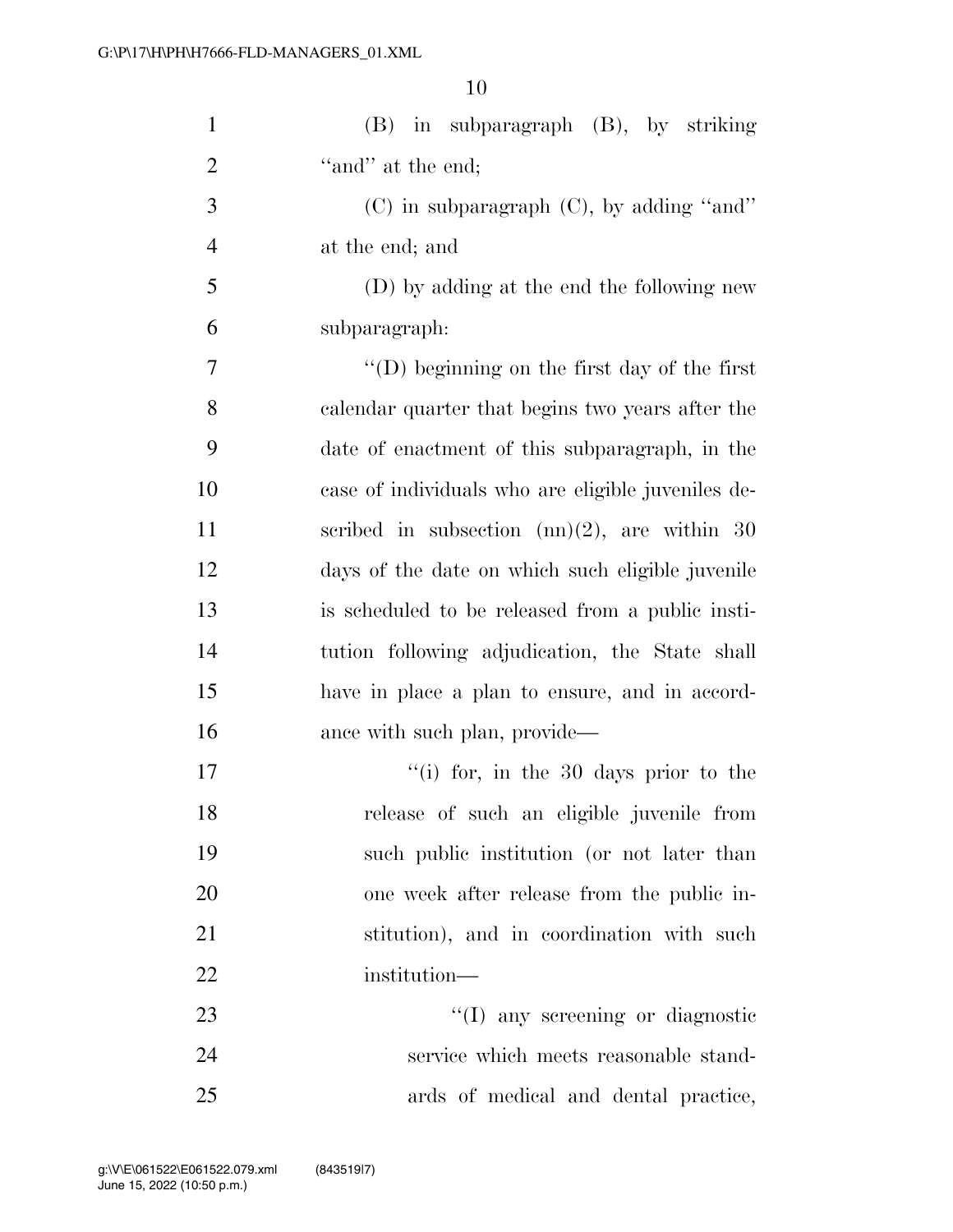(B) in subparagraph (B), by striking "and" at the end;

(C) in subparagraph (C), by adding "and" at the end; and

(D) by adding at the end the following new subparagraph:

"(D) beginning on the first day of the first calendar quarter that begins two years after the date of enactment of this subparagraph, in the case of individuals who are eligible juveniles described in subsection (nn)(2), are within 30 days of the date on which such eligible juvenile is scheduled to be released from a public institution following adjudication, the State shall have in place a plan to ensure, and in accordance with such plan, provide—

"(i) for, in the 30 days prior to the release of such an eligible juvenile from such public institution (or not later than one week after release from the public institution), and in coordination with such institution—

"(I) any screening or diagnostic service which meets reasonable standards of medical and dental practice,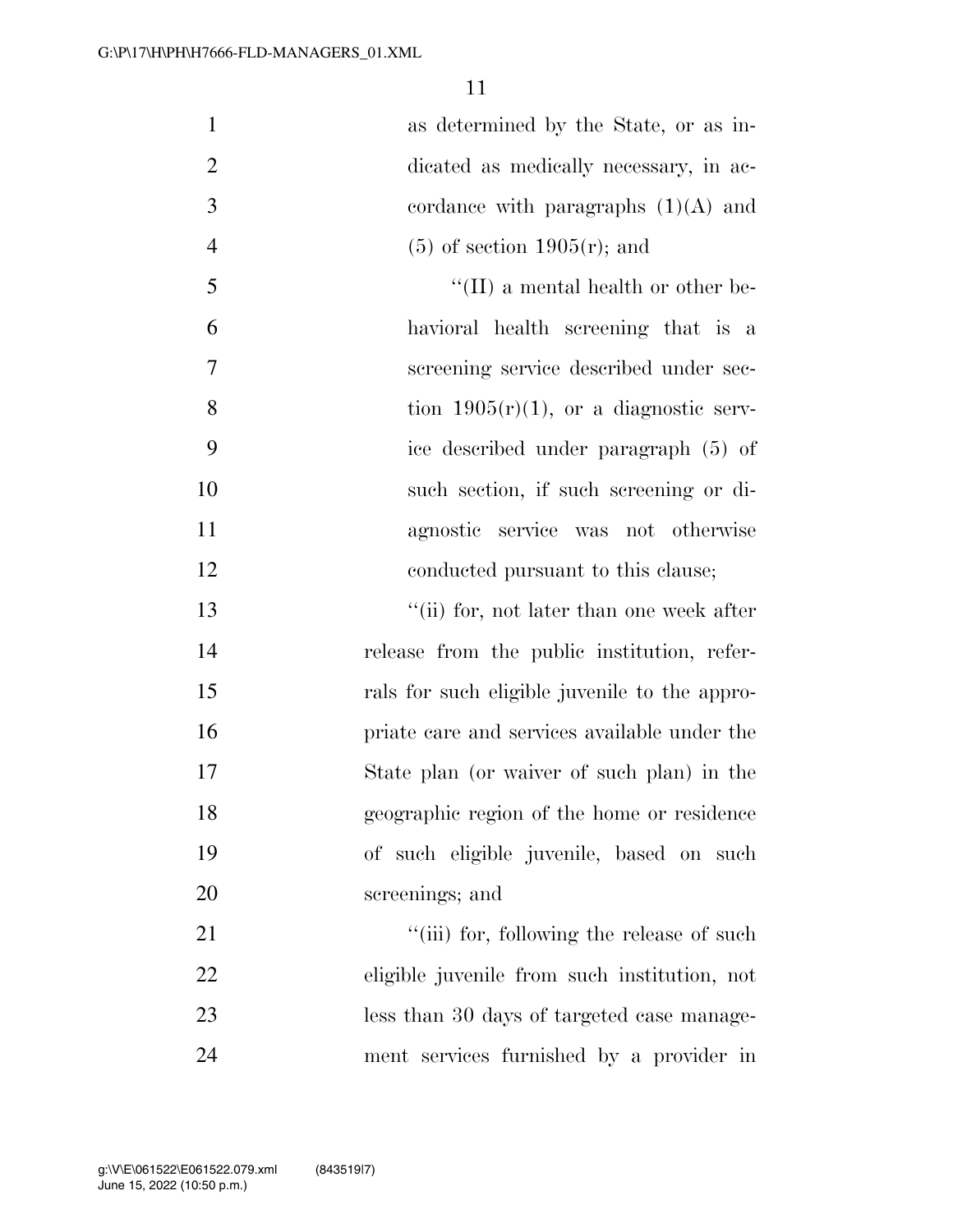as determined by the State, or as indicated as medically necessary, in accordance with paragraphs (1)(A) and (5) of section 1905(r); and

''(II) a mental health or other behavioral health screening that is a screening service described under section 1905(r)(1), or a diagnostic service described under paragraph (5) of such section, if such screening or diagnostic service was not otherwise conducted pursuant to this clause;

''(ii) for, not later than one week after release from the public institution, referrals for such eligible juvenile to the appropriate care and services available under the State plan (or waiver of such plan) in the geographic region of the home or residence of such eligible juvenile, based on such screenings; and

''(iii) for, following the release of such eligible juvenile from such institution, not less than 30 days of targeted case management services furnished by a provider in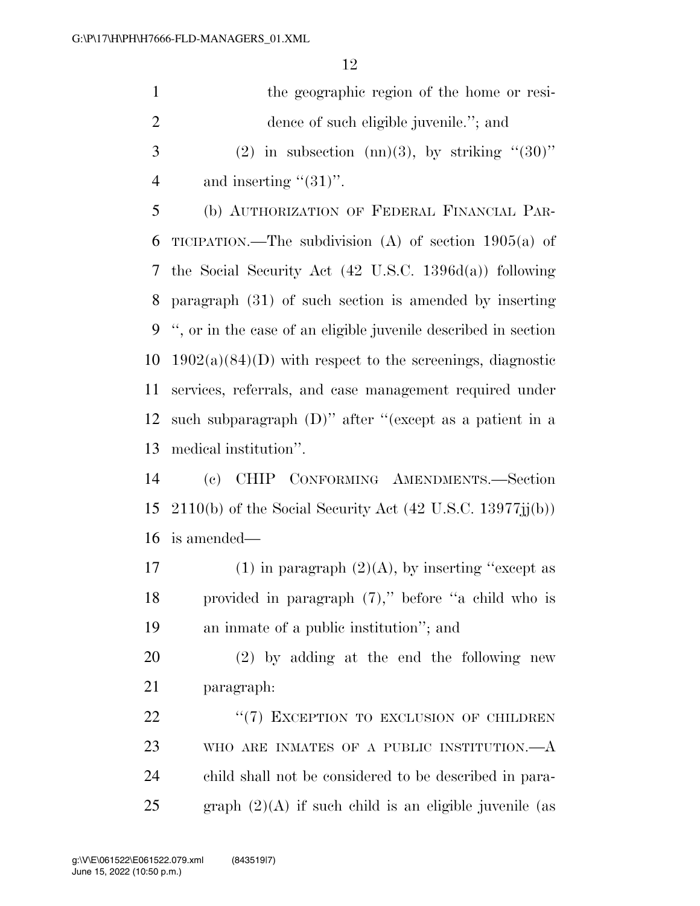the geographic region of the home or residence of such eligible juvenile.''; and

(2) in subsection (nn)(3), by striking ''(30)'' and inserting ''(31)''.

(b) AUTHORIZATION OF FEDERAL FINANCIAL PARTICIPATION.—The subdivision (A) of section 1905(a) of the Social Security Act (42 U.S.C. 1396d(a)) following paragraph (31) of such section is amended by inserting '', or in the case of an eligible juvenile described in section 1902(a)(84)(D) with respect to the screenings, diagnostic services, referrals, and case management required under such subparagraph (D)'' after ''(except as a patient in a medical institution''.

(c) CHIP CONFORMING AMENDMENTS.—Section 2110(b) of the Social Security Act (42 U.S.C. 13977jj(b)) is amended—

(1) in paragraph (2)(A), by inserting ''except as provided in paragraph (7),'' before ''a child who is an inmate of a public institution''; and

(2) by adding at the end the following new paragraph:

''(7) EXCEPTION TO EXCLUSION OF CHILDREN WHO ARE INMATES OF A PUBLIC INSTITUTION.—A child shall not be considered to be described in paragraph (2)(A) if such child is an eligible juvenile (as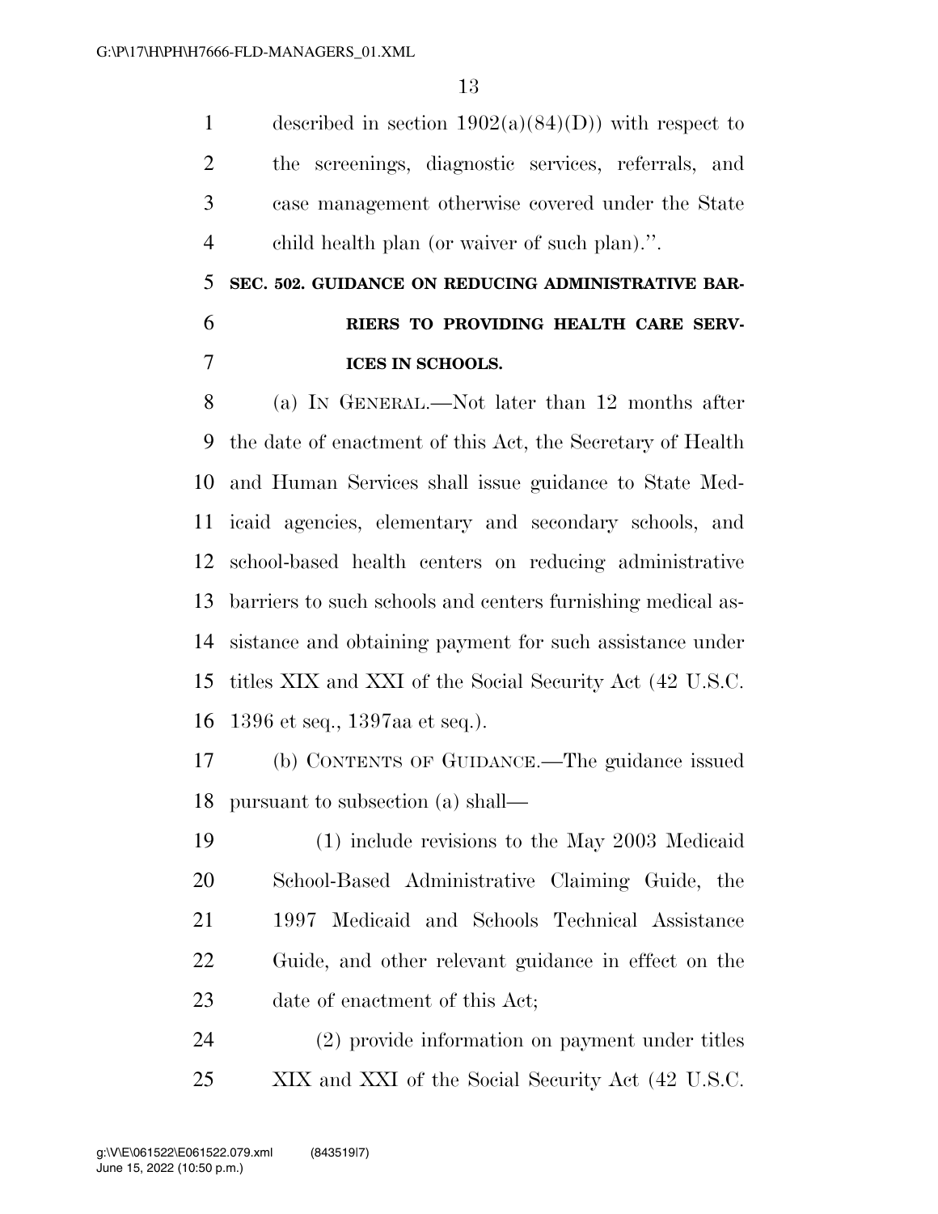described in section 1902(a)(84)(D)) with respect to the screenings, diagnostic services, referrals, and case management otherwise covered under the State child health plan (or waiver of such plan).''.

**SEC. 502. GUIDANCE ON REDUCING ADMINISTRATIVE BARRIERS TO PROVIDING HEALTH CARE SERVICES IN SCHOOLS.**

(a) IN GENERAL.—Not later than 12 months after the date of enactment of this Act, the Secretary of Health and Human Services shall issue guidance to State Medicaid agencies, elementary and secondary schools, and school-based health centers on reducing administrative barriers to such schools and centers furnishing medical assistance and obtaining payment for such assistance under titles XIX and XXI of the Social Security Act (42 U.S.C. 1396 et seq., 1397aa et seq.).

(b) CONTENTS OF GUIDANCE.—The guidance issued pursuant to subsection (a) shall—

(1) include revisions to the May 2003 Medicaid School-Based Administrative Claiming Guide, the 1997 Medicaid and Schools Technical Assistance Guide, and other relevant guidance in effect on the date of enactment of this Act;

(2) provide information on payment under titles XIX and XXI of the Social Security Act (42 U.S.C.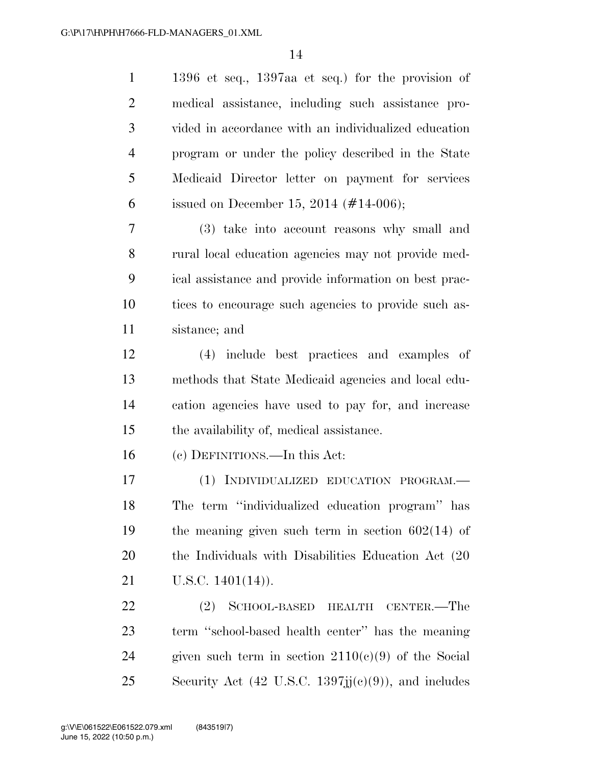1396 et seq., 1397aa et seq.) for the provision of medical assistance, including such assistance provided in accordance with an individualized education program or under the policy described in the State Medicaid Director letter on payment for services issued on December 15, 2014 (#14-006);

(3) take into account reasons why small and rural local education agencies may not provide medical assistance and provide information on best practices to encourage such agencies to provide such assistance; and

(4) include best practices and examples of methods that State Medicaid agencies and local education agencies have used to pay for, and increase the availability of, medical assistance.

(c) DEFINITIONS.—In this Act:

(1) INDIVIDUALIZED EDUCATION PROGRAM.— The term ''individualized education program'' has the meaning given such term in section 602(14) of the Individuals with Disabilities Education Act (20 U.S.C. 1401(14)).

(2) SCHOOL-BASED HEALTH CENTER.—The term ''school-based health center'' has the meaning given such term in section 2110(c)(9) of the Social Security Act (42 U.S.C. 1397jj(c)(9)), and includes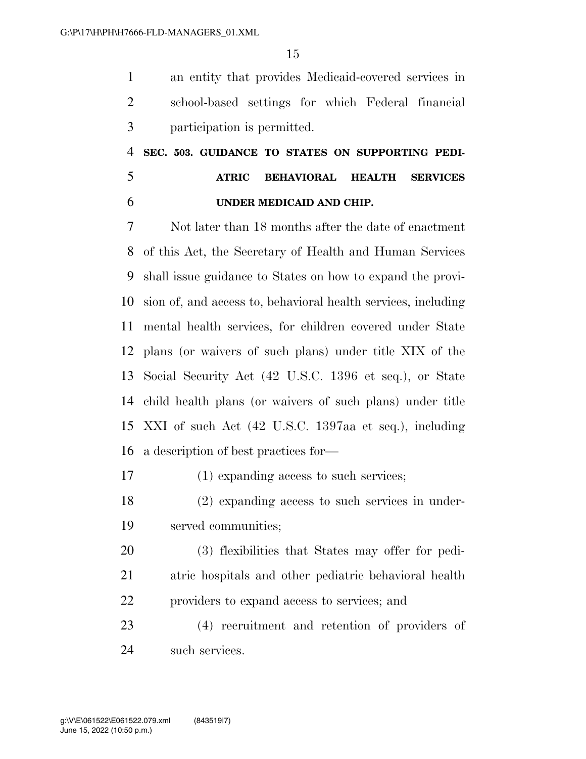an entity that provides Medicaid-covered services in school-based settings for which Federal financial participation is permitted.

### SEC. 503. GUIDANCE TO STATES ON SUPPORTING PEDIATRIC BEHAVIORAL HEALTH SERVICES UNDER MEDICAID AND CHIP.

Not later than 18 months after the date of enactment of this Act, the Secretary of Health and Human Services shall issue guidance to States on how to expand the provision of, and access to, behavioral health services, including mental health services, for children covered under State plans (or waivers of such plans) under title XIX of the Social Security Act (42 U.S.C. 1396 et seq.), or State child health plans (or waivers of such plans) under title XXI of such Act (42 U.S.C. 1397aa et seq.), including a description of best practices for—

(1) expanding access to such services;

(2) expanding access to such services in underserved communities;

(3) flexibilities that States may offer for pediatric hospitals and other pediatric behavioral health providers to expand access to services; and

(4) recruitment and retention of providers of such services.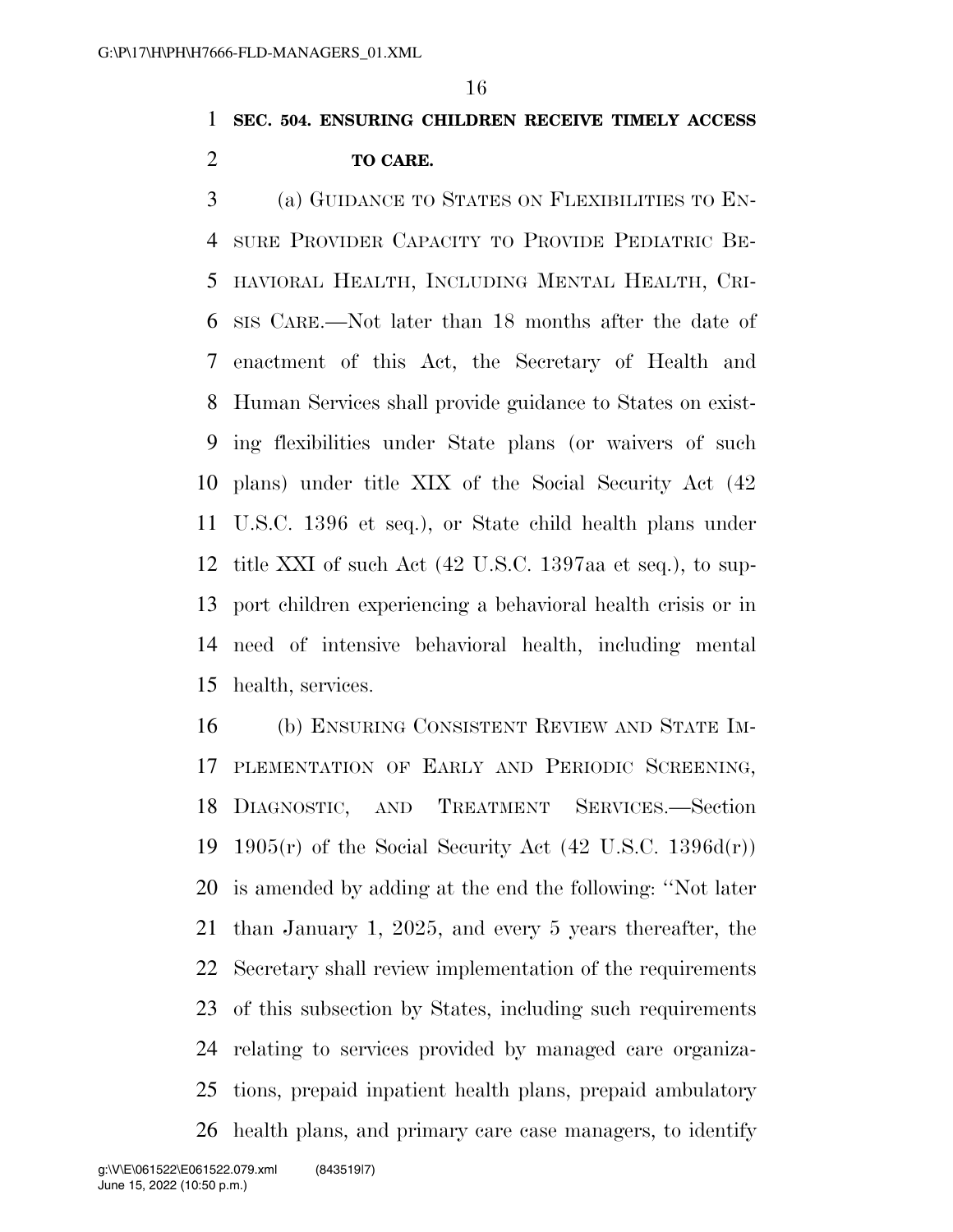**SEC. 504. ENSURING CHILDREN RECEIVE TIMELY ACCESS TO CARE.**

(a) GUIDANCE TO STATES ON FLEXIBILITIES TO ENSURE PROVIDER CAPACITY TO PROVIDE PEDIATRIC BEHAVIORAL HEALTH, INCLUDING MENTAL HEALTH, CRISIS CARE.—Not later than 18 months after the date of enactment of this Act, the Secretary of Health and Human Services shall provide guidance to States on existing flexibilities under State plans (or waivers of such plans) under title XIX of the Social Security Act (42 U.S.C. 1396 et seq.), or State child health plans under title XXI of such Act (42 U.S.C. 1397aa et seq.), to support children experiencing a behavioral health crisis or in need of intensive behavioral health, including mental health, services.

(b) ENSURING CONSISTENT REVIEW AND STATE IMPLEMENTATION OF EARLY AND PERIODIC SCREENING, DIAGNOSTIC, AND TREATMENT SERVICES.—Section 1905(r) of the Social Security Act (42 U.S.C. 1396d(r)) is amended by adding at the end the following: ''Not later than January 1, 2025, and every 5 years thereafter, the Secretary shall review implementation of the requirements of this subsection by States, including such requirements relating to services provided by managed care organizations, prepaid inpatient health plans, prepaid ambulatory health plans, and primary care case managers, to identify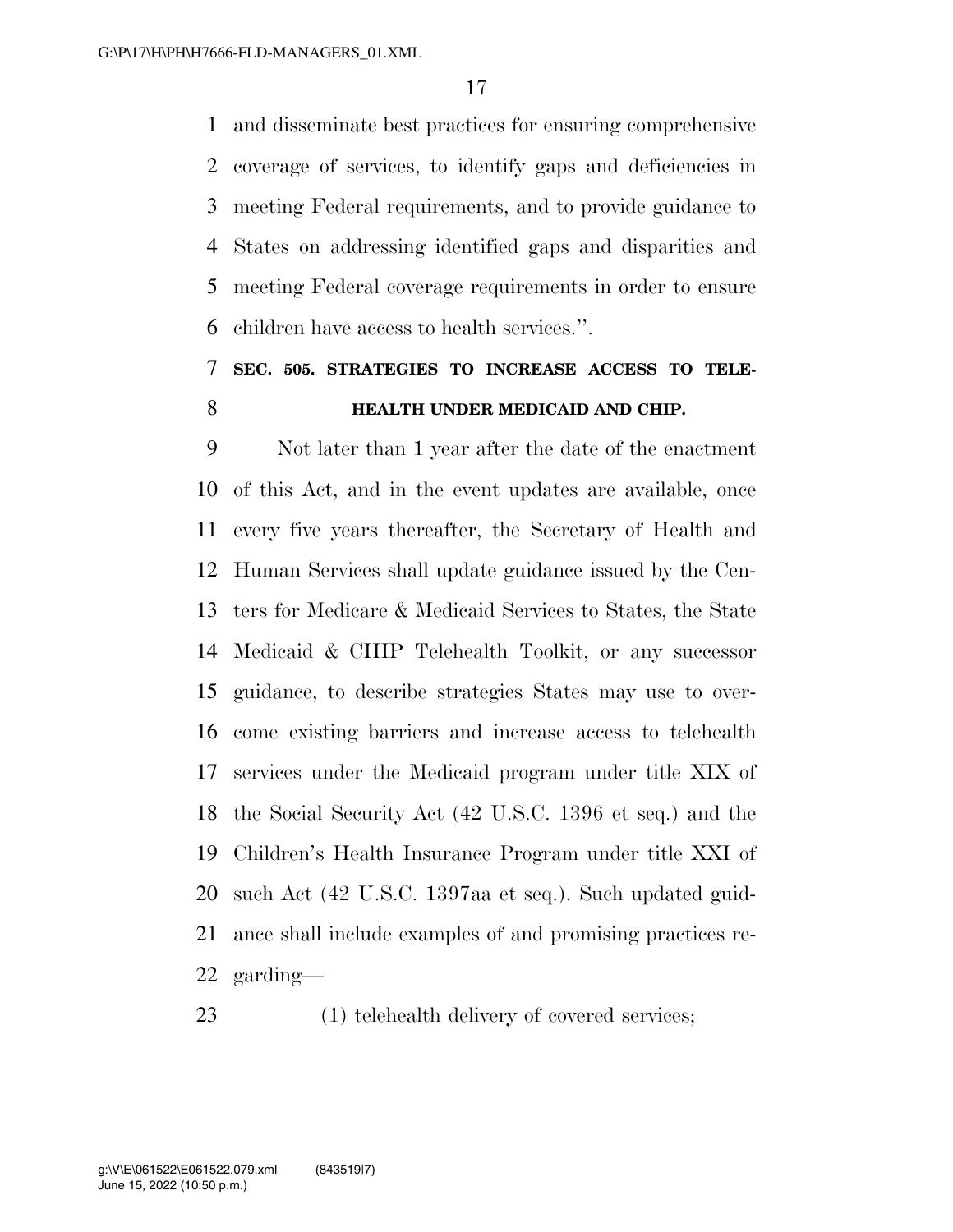and disseminate best practices for ensuring comprehensive coverage of services, to identify gaps and deficiencies in meeting Federal requirements, and to provide guidance to States on addressing identified gaps and disparities and meeting Federal coverage requirements in order to ensure children have access to health services.''.

## SEC. 505. STRATEGIES TO INCREASE ACCESS TO TELEHEALTH UNDER MEDICAID AND CHIP.

Not later than 1 year after the date of the enactment of this Act, and in the event updates are available, once every five years thereafter, the Secretary of Health and Human Services shall update guidance issued by the Centers for Medicare & Medicaid Services to States, the State Medicaid & CHIP Telehealth Toolkit, or any successor guidance, to describe strategies States may use to overcome existing barriers and increase access to telehealth services under the Medicaid program under title XIX of the Social Security Act (42 U.S.C. 1396 et seq.) and the Children's Health Insurance Program under title XXI of such Act (42 U.S.C. 1397aa et seq.). Such updated guidance shall include examples of and promising practices regarding—

(1) telehealth delivery of covered services;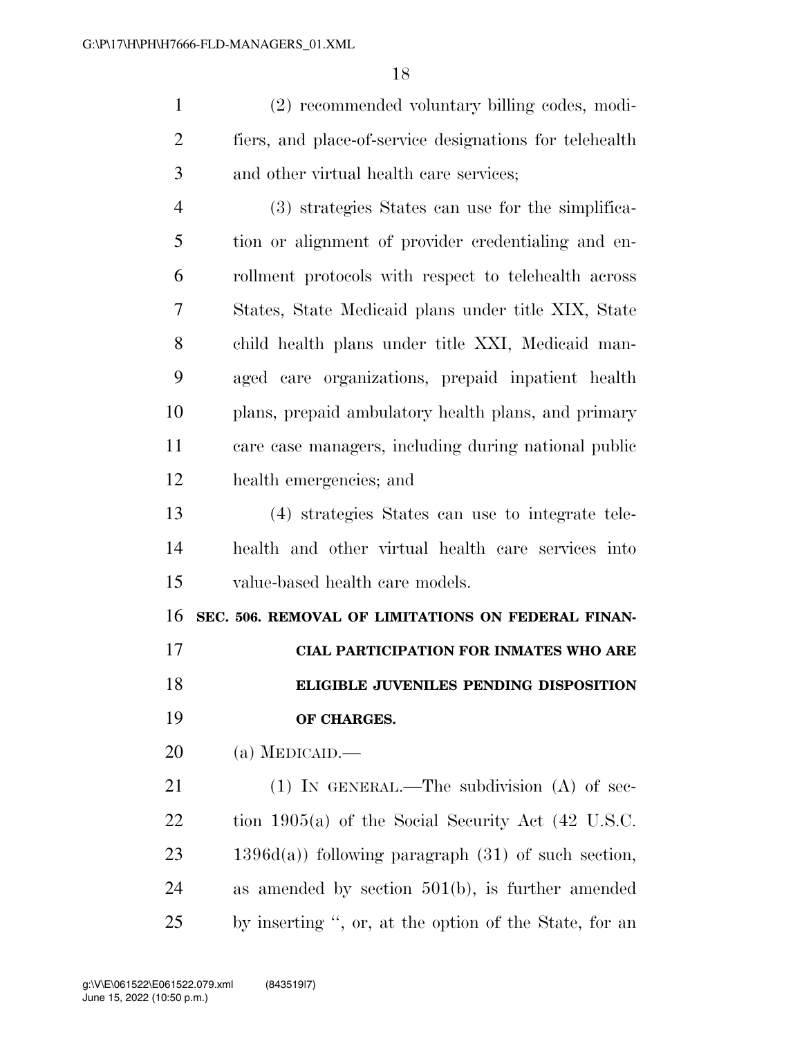(2) recommended voluntary billing codes, modifiers, and place-of-service designations for telehealth and other virtual health care services;

(3) strategies States can use for the simplification or alignment of provider credentialing and enrollment protocols with respect to telehealth across States, State Medicaid plans under title XIX, State child health plans under title XXI, Medicaid managed care organizations, prepaid inpatient health plans, prepaid ambulatory health plans, and primary care case managers, including during national public health emergencies; and

(4) strategies States can use to integrate telehealth and other virtual health care services into value-based health care models.

**SEC. 506. REMOVAL OF LIMITATIONS ON FEDERAL FINANCIAL PARTICIPATION FOR INMATES WHO ARE ELIGIBLE JUVENILES PENDING DISPOSITION OF CHARGES.**

(a) MEDICAID.—

(1) IN GENERAL.—The subdivision (A) of section 1905(a) of the Social Security Act (42 U.S.C. 1396d(a)) following paragraph (31) of such section, as amended by section 501(b), is further amended by inserting ", or, at the option of the State, for an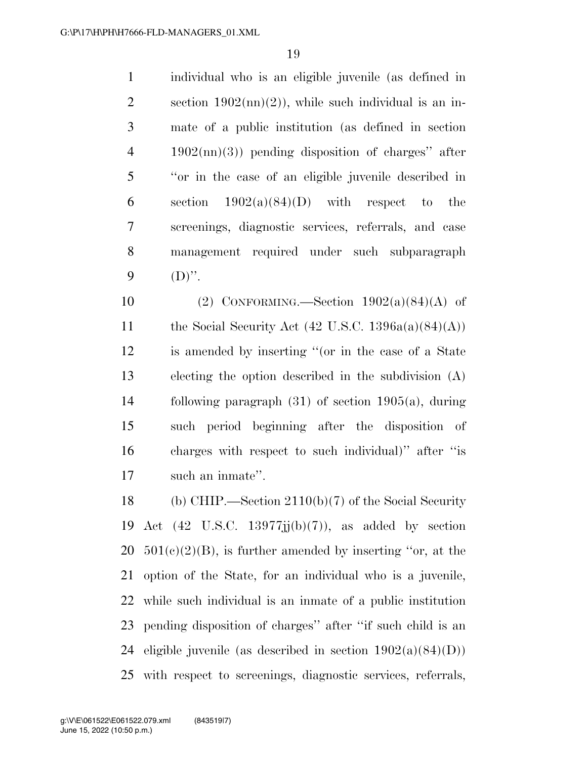individual who is an eligible juvenile (as defined in section 1902(nn)(2)), while such individual is an inmate of a public institution (as defined in section 1902(nn)(3)) pending disposition of charges'' after ''or in the case of an eligible juvenile described in section 1902(a)(84)(D) with respect to the screenings, diagnostic services, referrals, and case management required under such subparagraph (D)''.

(2) CONFORMING.—Section 1902(a)(84)(A) of the Social Security Act (42 U.S.C. 1396a(a)(84)(A)) is amended by inserting ''(or in the case of a State electing the option described in the subdivision (A) following paragraph (31) of section 1905(a), during such period beginning after the disposition of charges with respect to such individual)'' after ''is such an inmate''.

(b) CHIP.—Section 2110(b)(7) of the Social Security Act (42 U.S.C. 13977jj(b)(7)), as added by section 501(c)(2)(B), is further amended by inserting ''or, at the option of the State, for an individual who is a juvenile, while such individual is an inmate of a public institution pending disposition of charges'' after ''if such child is an eligible juvenile (as described in section 1902(a)(84)(D)) with respect to screenings, diagnostic services, referrals,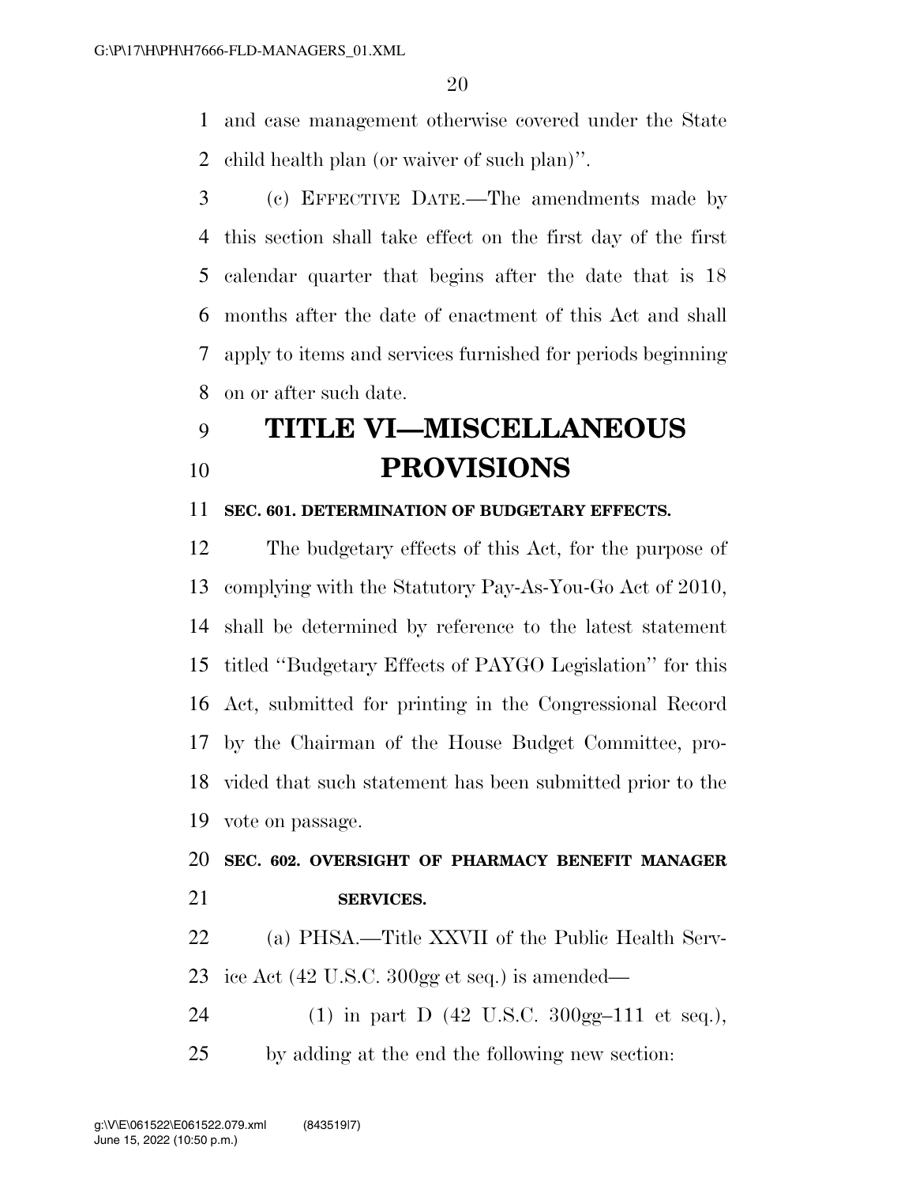and case management otherwise covered under the State child health plan (or waiver of such plan)''.

(c) EFFECTIVE DATE.—The amendments made by this section shall take effect on the first day of the first calendar quarter that begins after the date that is 18 months after the date of enactment of this Act and shall apply to items and services furnished for periods beginning on or after such date.

# TITLE VI—MISCELLANEOUS PROVISIONS

### SEC. 601. DETERMINATION OF BUDGETARY EFFECTS.

The budgetary effects of this Act, for the purpose of complying with the Statutory Pay-As-You-Go Act of 2010, shall be determined by reference to the latest statement titled ''Budgetary Effects of PAYGO Legislation'' for this Act, submitted for printing in the Congressional Record by the Chairman of the House Budget Committee, provided that such statement has been submitted prior to the vote on passage.

### SEC. 602. OVERSIGHT OF PHARMACY BENEFIT MANAGER SERVICES.

(a) PHSA.—Title XXVII of the Public Health Service Act (42 U.S.C. 300gg et seq.) is amended—

(1) in part D (42 U.S.C. 300gg–111 et seq.), by adding at the end the following new section: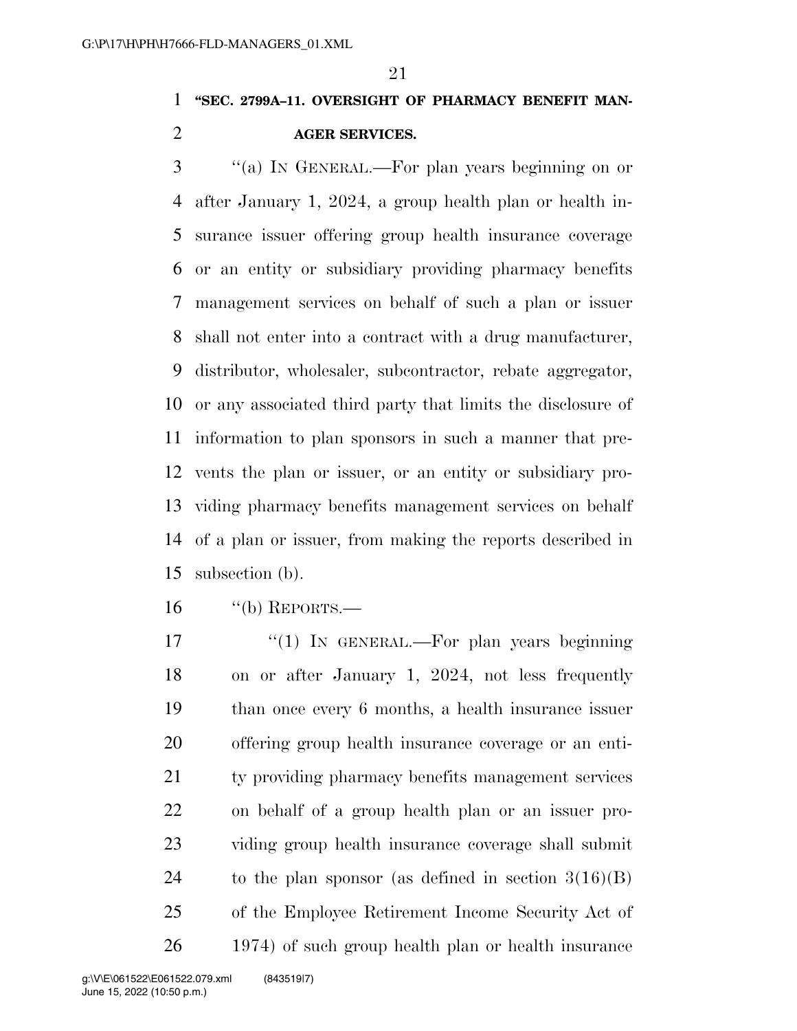**"SEC. 2799A–11. OVERSIGHT OF PHARMACY BENEFIT MANAGER SERVICES.**

"(a) IN GENERAL.—For plan years beginning on or after January 1, 2024, a group health plan or health insurance issuer offering group health insurance coverage or an entity or subsidiary providing pharmacy benefits management services on behalf of such a plan or issuer shall not enter into a contract with a drug manufacturer, distributor, wholesaler, subcontractor, rebate aggregator, or any associated third party that limits the disclosure of information to plan sponsors in such a manner that prevents the plan or issuer, or an entity or subsidiary providing pharmacy benefits management services on behalf of a plan or issuer, from making the reports described in subsection (b).

"(b) REPORTS.—

"(1) IN GENERAL.—For plan years beginning on or after January 1, 2024, not less frequently than once every 6 months, a health insurance issuer offering group health insurance coverage or an entity providing pharmacy benefits management services on behalf of a group health plan or an issuer providing group health insurance coverage shall submit to the plan sponsor (as defined in section 3(16)(B) of the Employee Retirement Income Security Act of 1974) of such group health plan or health insurance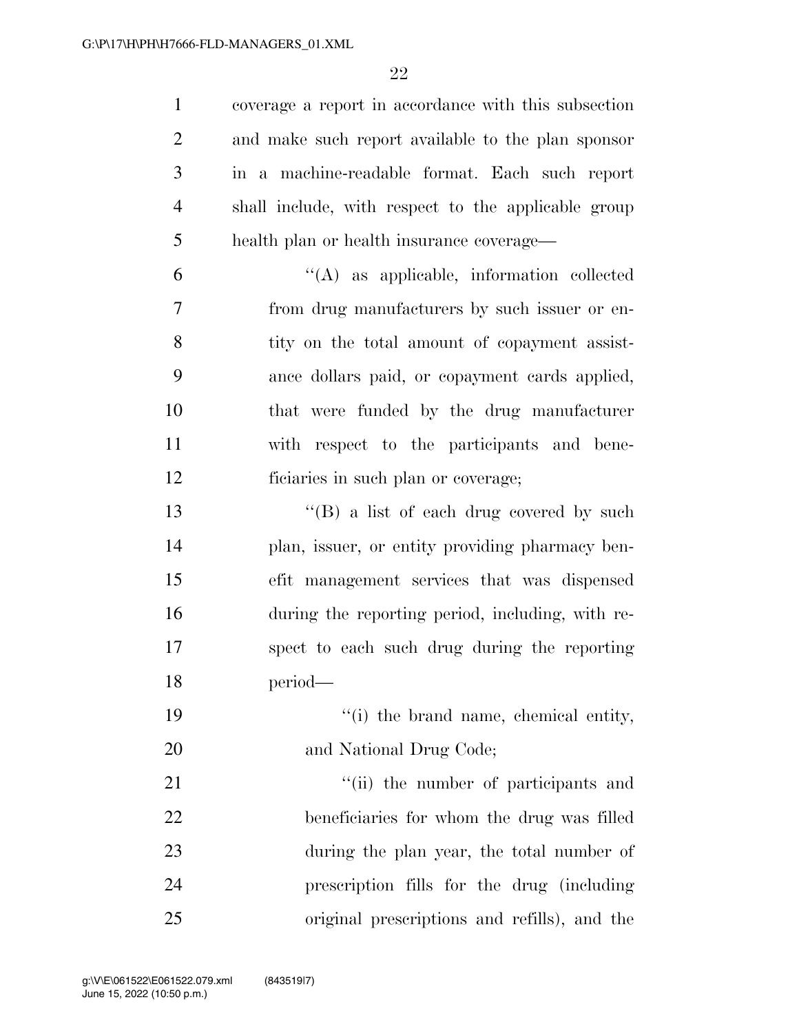coverage a report in accordance with this subsection and make such report available to the plan sponsor in a machine-readable format. Each such report shall include, with respect to the applicable group health plan or health insurance coverage—

''(A) as applicable, information collected from drug manufacturers by such issuer or entity on the total amount of copayment assistance dollars paid, or copayment cards applied, that were funded by the drug manufacturer with respect to the participants and beneficiaries in such plan or coverage;

''(B) a list of each drug covered by such plan, issuer, or entity providing pharmacy benefit management services that was dispensed during the reporting period, including, with respect to each such drug during the reporting period—

''(i) the brand name, chemical entity, and National Drug Code;

''(ii) the number of participants and beneficiaries for whom the drug was filled during the plan year, the total number of prescription fills for the drug (including original prescriptions and refills), and the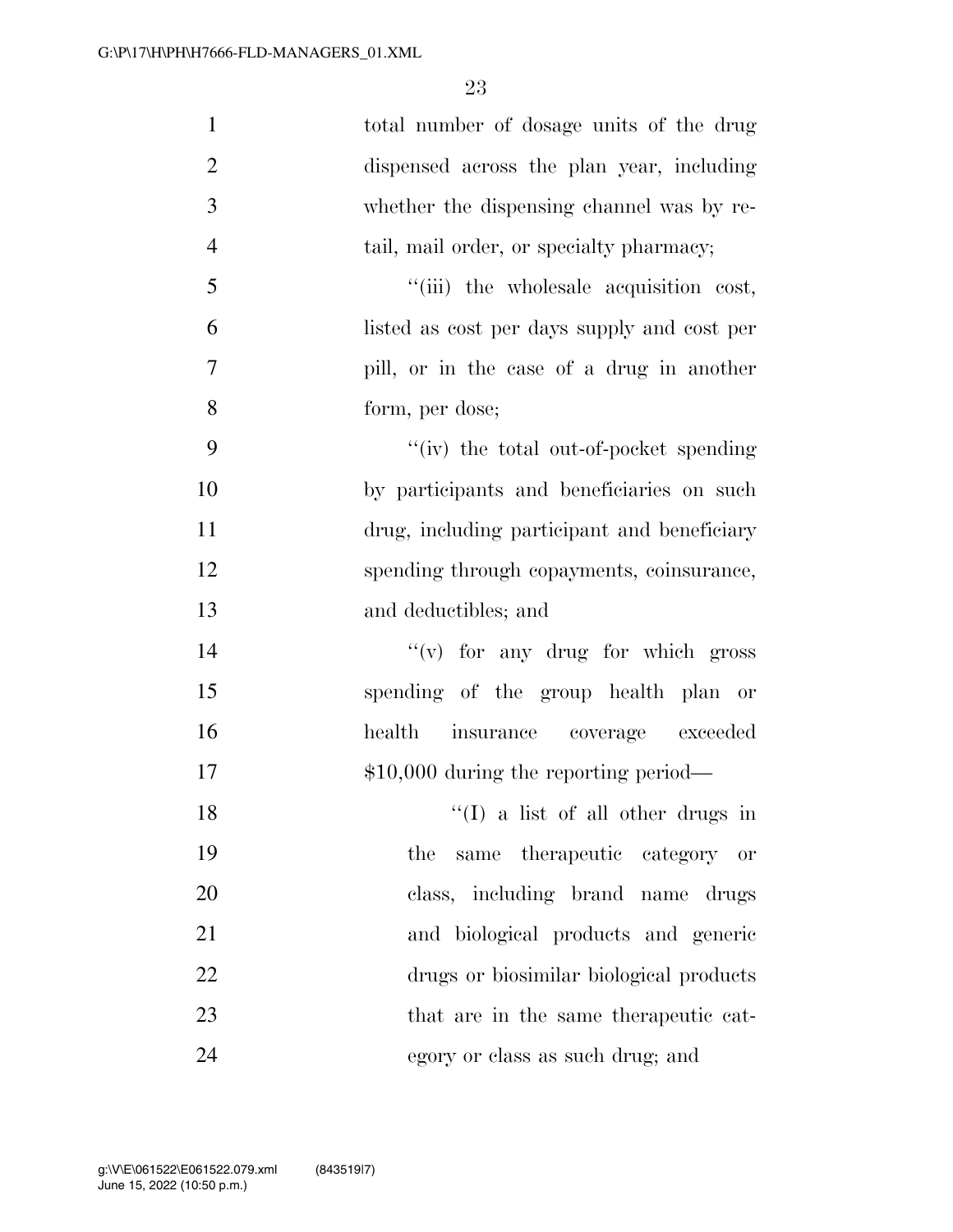total number of dosage units of the drug dispensed across the plan year, including whether the dispensing channel was by retail, mail order, or specialty pharmacy;

"(iii) the wholesale acquisition cost, listed as cost per days supply and cost per pill, or in the case of a drug in another form, per dose;

"(iv) the total out-of-pocket spending by participants and beneficiaries on such drug, including participant and beneficiary spending through copayments, coinsurance, and deductibles; and

"(v) for any drug for which gross spending of the group health plan or health insurance coverage exceeded $10,000 during the reporting period—

"(I) a list of all other drugs in the same therapeutic category or class, including brand name drugs and biological products and generic drugs or biosimilar biological products that are in the same therapeutic category or class as such drug; and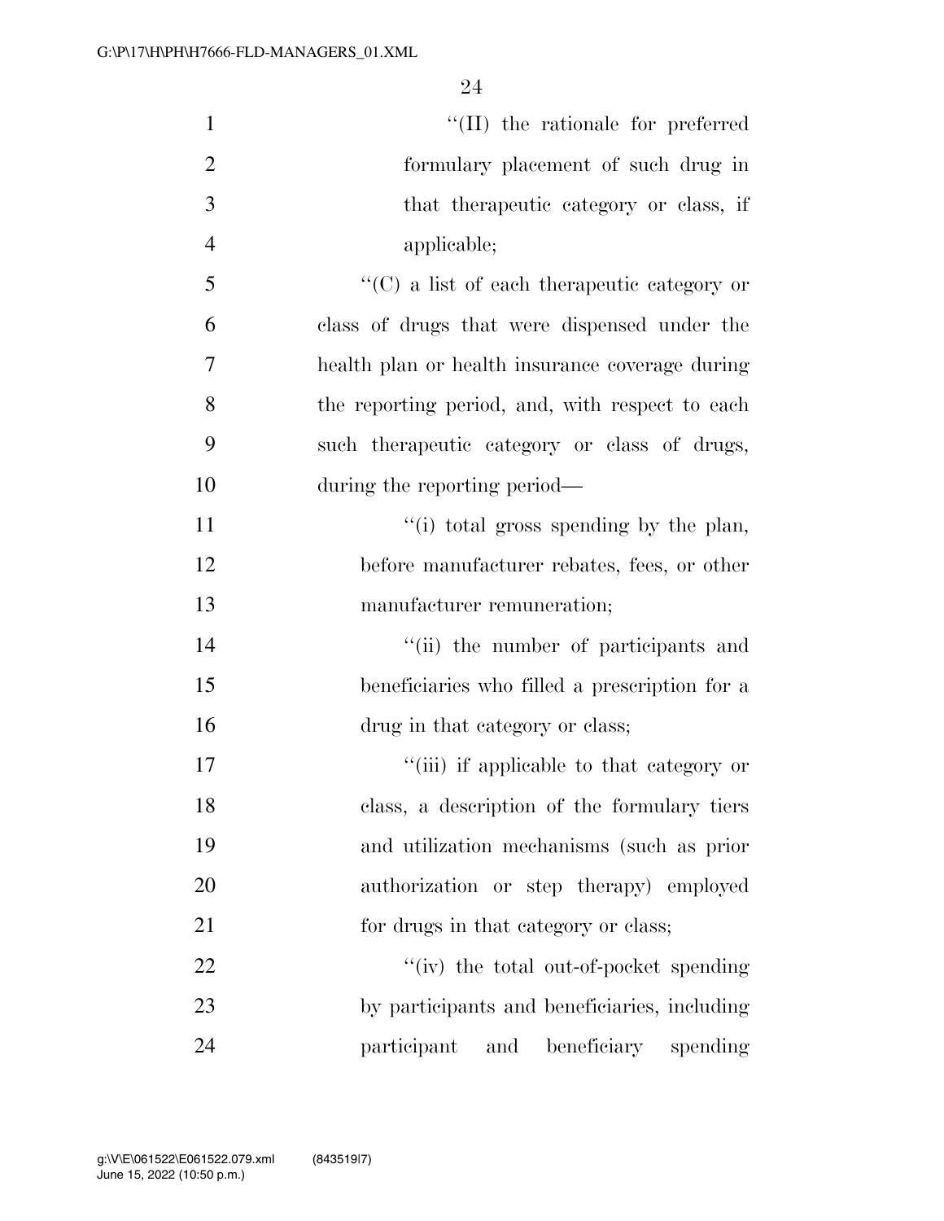''(II) the rationale for preferred formulary placement of such drug in that therapeutic category or class, if applicable;

''(C) a list of each therapeutic category or class of drugs that were dispensed under the health plan or health insurance coverage during the reporting period, and, with respect to each such therapeutic category or class of drugs, during the reporting period—

''(i) total gross spending by the plan, before manufacturer rebates, fees, or other manufacturer remuneration;

''(ii) the number of participants and beneficiaries who filled a prescription for a drug in that category or class;

''(iii) if applicable to that category or class, a description of the formulary tiers and utilization mechanisms (such as prior authorization or step therapy) employed for drugs in that category or class;

''(iv) the total out-of-pocket spending by participants and beneficiaries, including participant and beneficiary spending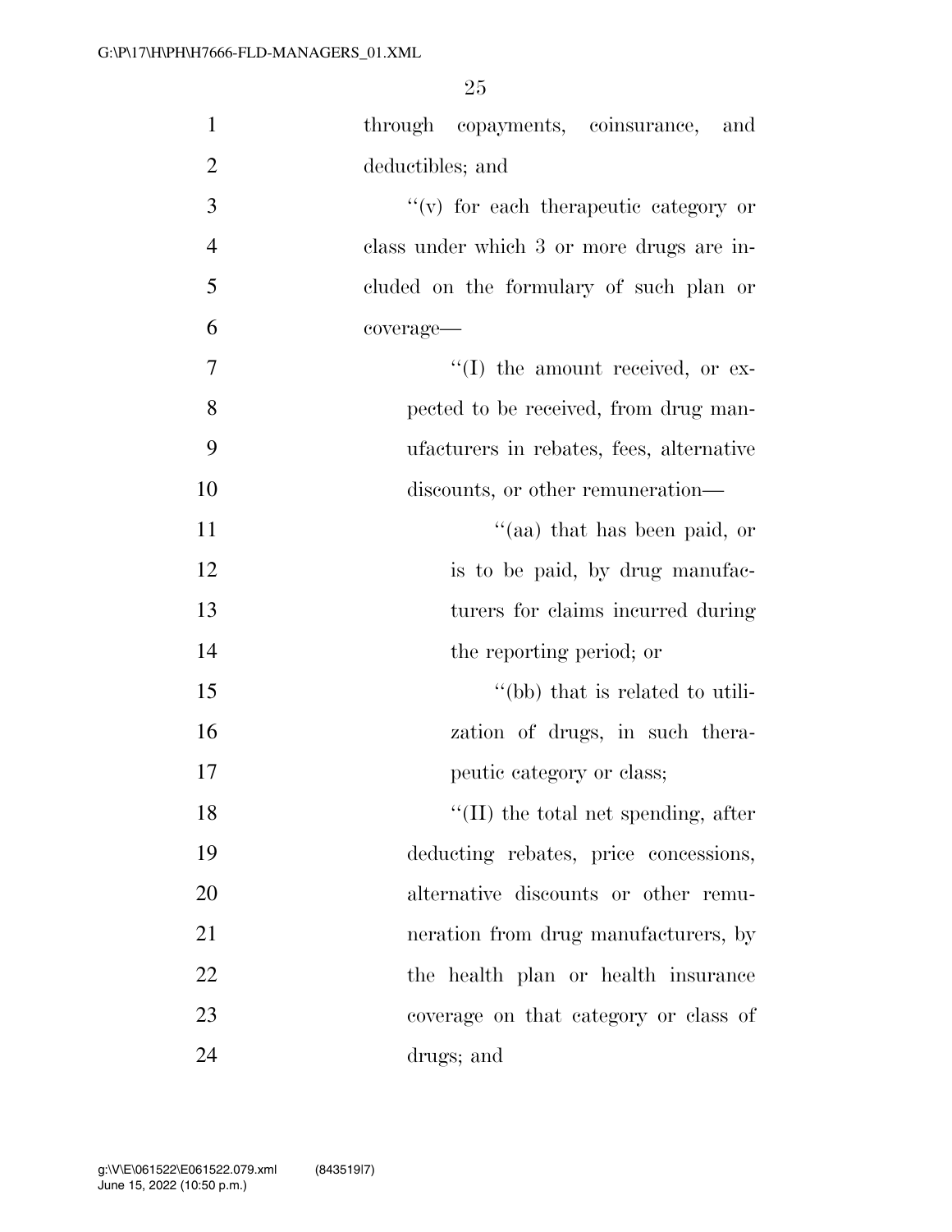through copayments, coinsurance, and deductibles; and

''(v) for each therapeutic category or class under which 3 or more drugs are included on the formulary of such plan or coverage—

''(I) the amount received, or expected to be received, from drug manufacturers in rebates, fees, alternative discounts, or other remuneration—

''(aa) that has been paid, or is to be paid, by drug manufacturers for claims incurred during the reporting period; or

''(bb) that is related to utilization of drugs, in such therapeutic category or class;

''(II) the total net spending, after deducting rebates, price concessions, alternative discounts or other remuneration from drug manufacturers, by the health plan or health insurance coverage on that category or class of drugs; and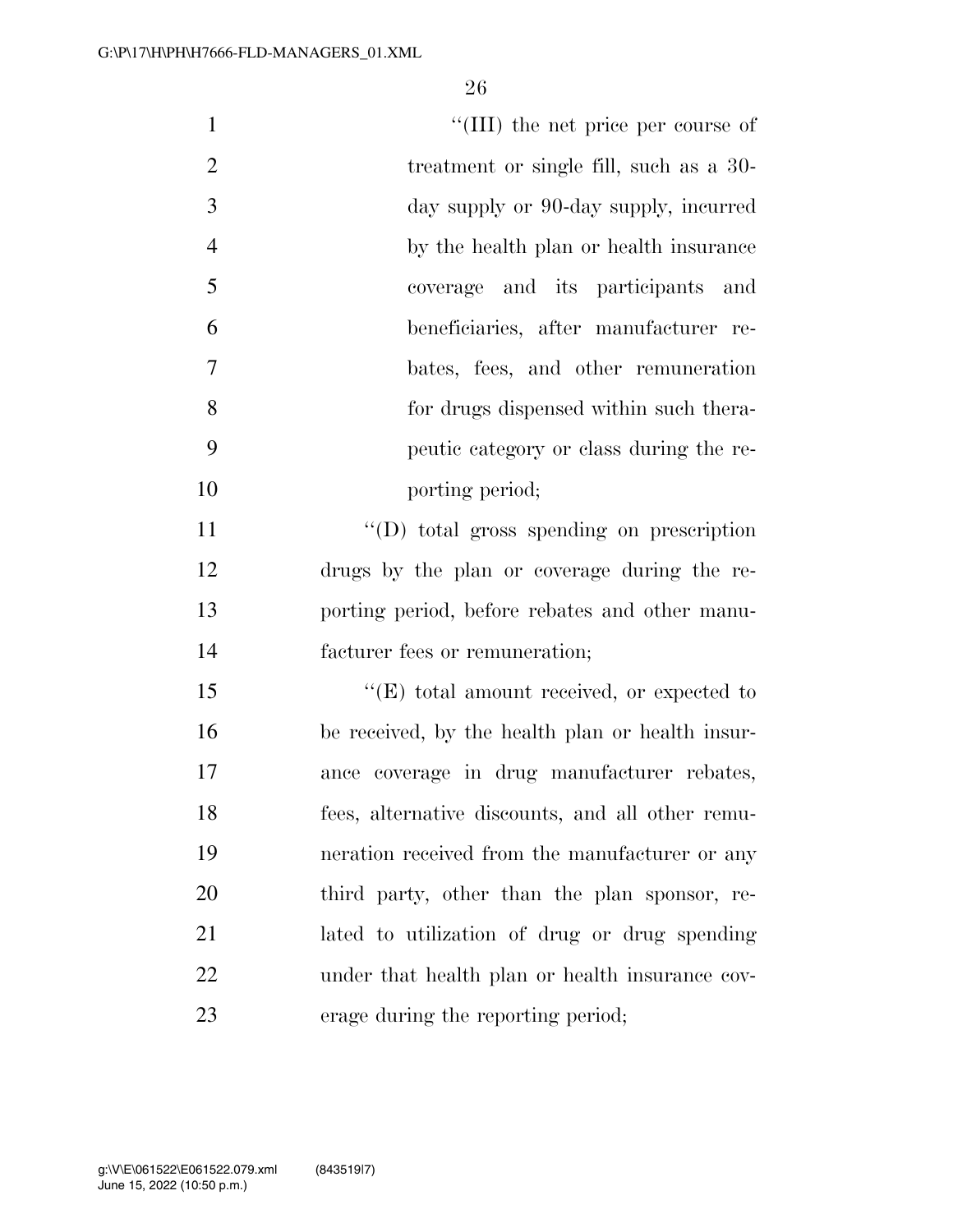"(III) the net price per course of treatment or single fill, such as a 30-day supply or 90-day supply, incurred by the health plan or health insurance coverage and its participants and beneficiaries, after manufacturer rebates, fees, and other remuneration for drugs dispensed within such therapeutic category or class during the reporting period;

"(D) total gross spending on prescription drugs by the plan or coverage during the reporting period, before rebates and other manufacturer fees or remuneration;

"(E) total amount received, or expected to be received, by the health plan or health insurance coverage in drug manufacturer rebates, fees, alternative discounts, and all other remuneration received from the manufacturer or any third party, other than the plan sponsor, related to utilization of drug or drug spending under that health plan or health insurance coverage during the reporting period;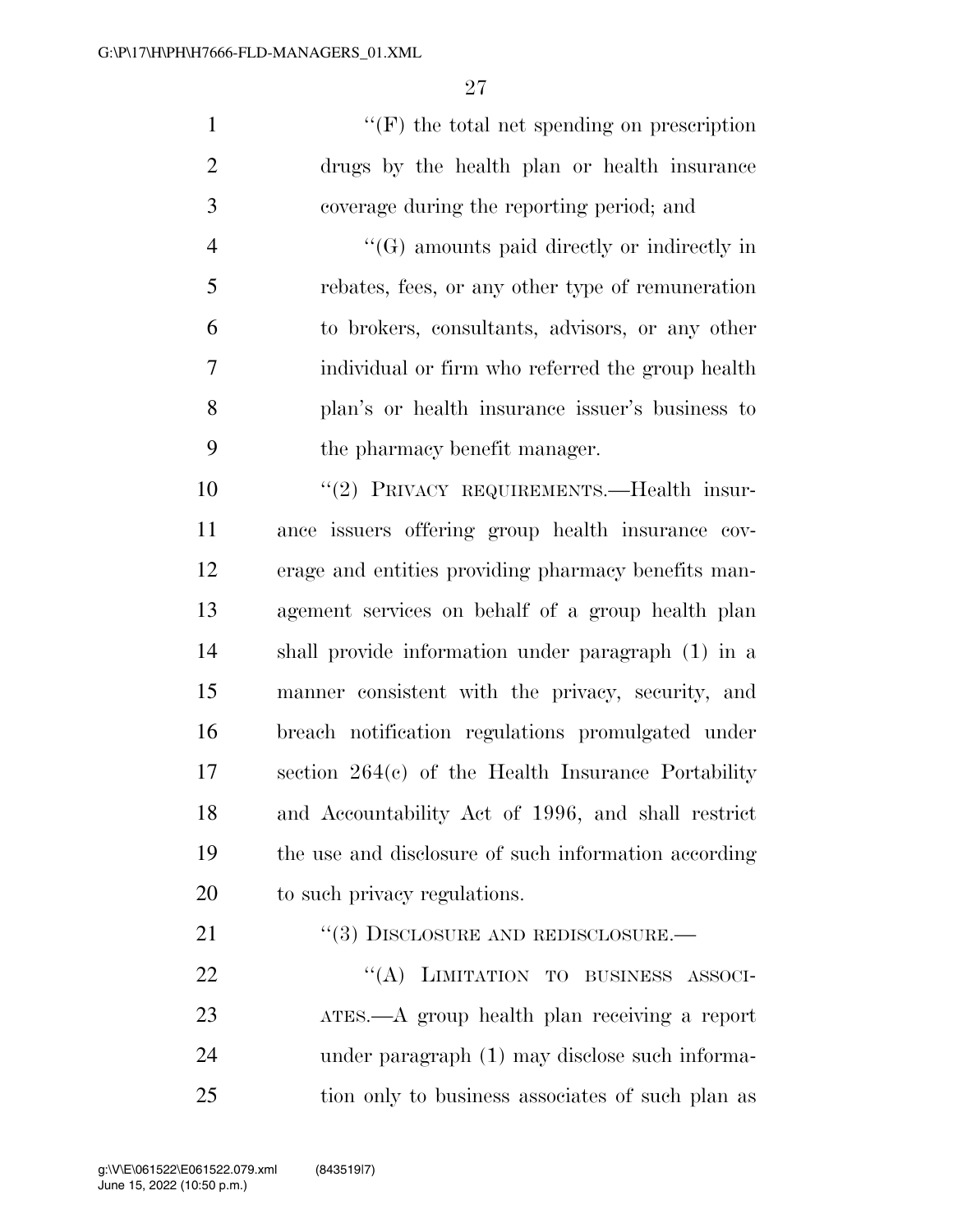''(F) the total net spending on prescription drugs by the health plan or health insurance coverage during the reporting period; and

''(G) amounts paid directly or indirectly in rebates, fees, or any other type of remuneration to brokers, consultants, advisors, or any other individual or firm who referred the group health plan's or health insurance issuer's business to the pharmacy benefit manager.

''(2) PRIVACY REQUIREMENTS.—Health insurance issuers offering group health insurance coverage and entities providing pharmacy benefits management services on behalf of a group health plan shall provide information under paragraph (1) in a manner consistent with the privacy, security, and breach notification regulations promulgated under section 264(c) of the Health Insurance Portability and Accountability Act of 1996, and shall restrict the use and disclosure of such information according to such privacy regulations.

''(3) DISCLOSURE AND REDISCLOSURE.—

''(A) LIMITATION TO BUSINESS ASSOCIATES.—A group health plan receiving a report under paragraph (1) may disclose such information only to business associates of such plan as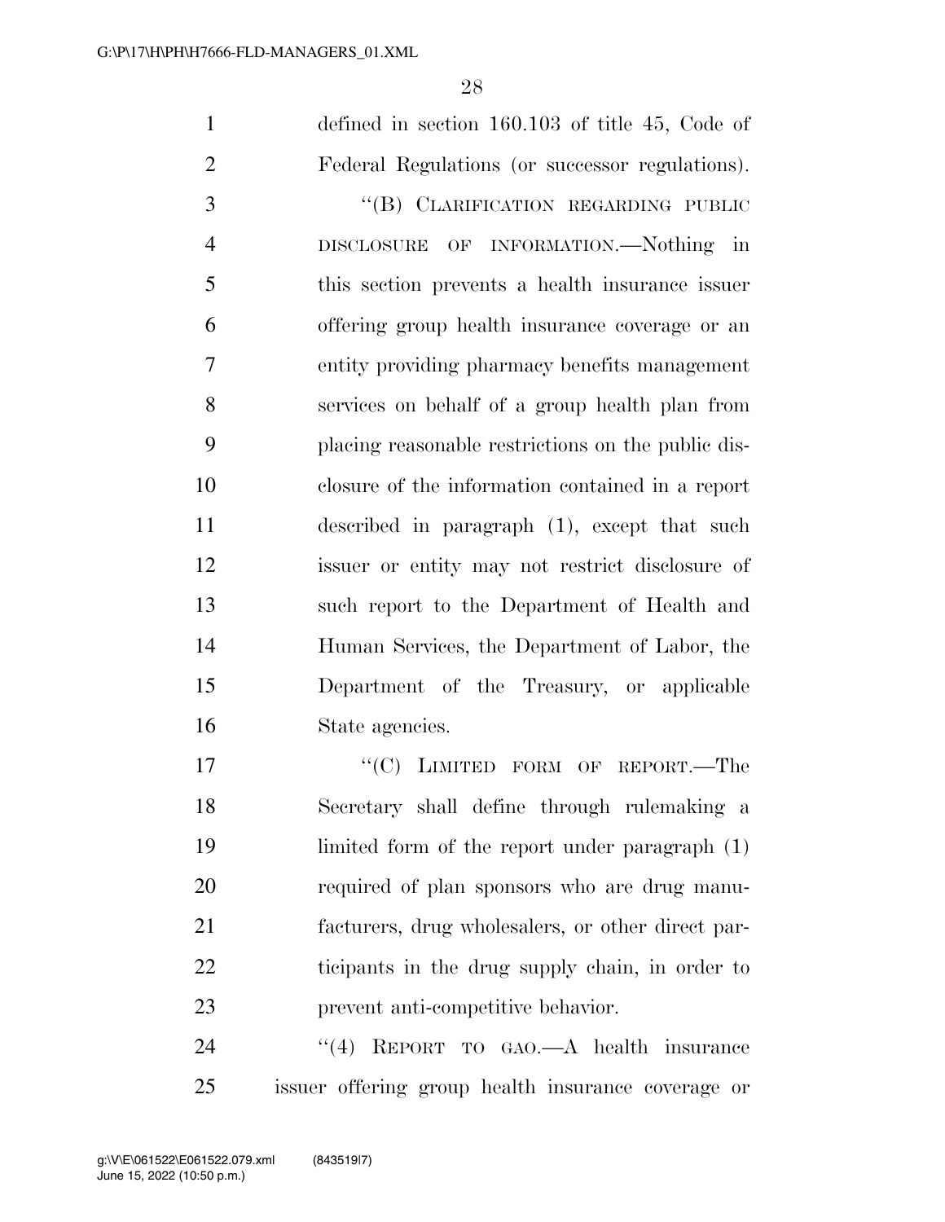defined in section 160.103 of title 45, Code of Federal Regulations (or successor regulations).

"(B) CLARIFICATION REGARDING PUBLIC DISCLOSURE OF INFORMATION.—Nothing in this section prevents a health insurance issuer offering group health insurance coverage or an entity providing pharmacy benefits management services on behalf of a group health plan from placing reasonable restrictions on the public disclosure of the information contained in a report described in paragraph (1), except that such issuer or entity may not restrict disclosure of such report to the Department of Health and Human Services, the Department of Labor, the Department of the Treasury, or applicable State agencies.

"(C) LIMITED FORM OF REPORT.—The Secretary shall define through rulemaking a limited form of the report under paragraph (1) required of plan sponsors who are drug manufacturers, drug wholesalers, or other direct participants in the drug supply chain, in order to prevent anti-competitive behavior.

"(4) REPORT TO GAO.—A health insurance issuer offering group health insurance coverage or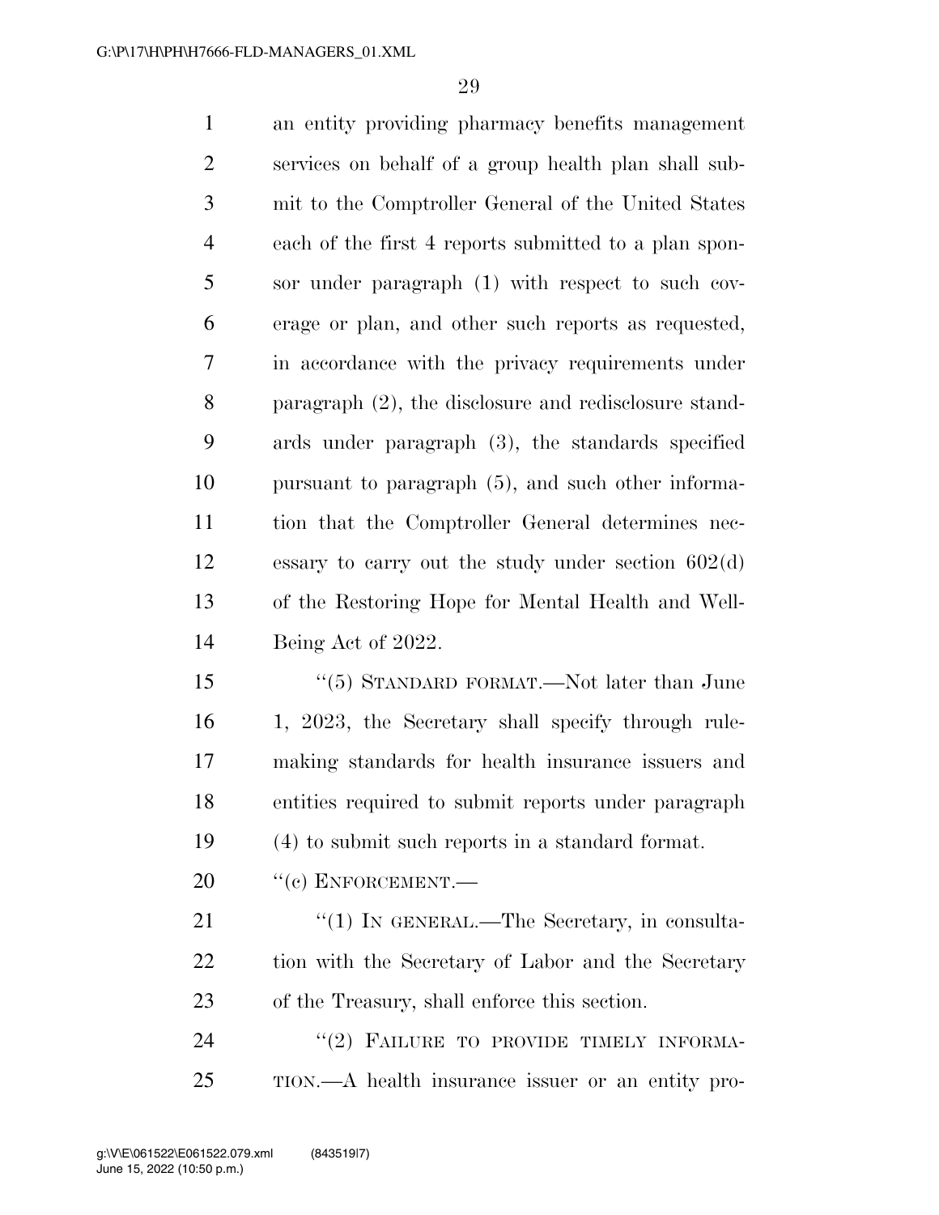an entity providing pharmacy benefits management services on behalf of a group health plan shall submit to the Comptroller General of the United States each of the first 4 reports submitted to a plan sponsor under paragraph (1) with respect to such coverage or plan, and other such reports as requested, in accordance with the privacy requirements under paragraph (2), the disclosure and redisclosure standards under paragraph (3), the standards specified pursuant to paragraph (5), and such other information that the Comptroller General determines necessary to carry out the study under section 602(d) of the Restoring Hope for Mental Health and Well-Being Act of 2022.

''(5) STANDARD FORMAT.—Not later than June 1, 2023, the Secretary shall specify through rulemaking standards for health insurance issuers and entities required to submit reports under paragraph (4) to submit such reports in a standard format.

''(c) ENFORCEMENT.—

''(1) IN GENERAL.—The Secretary, in consultation with the Secretary of Labor and the Secretary of the Treasury, shall enforce this section.

''(2) FAILURE TO PROVIDE TIMELY INFORMATION.—A health insurance issuer or an entity pro-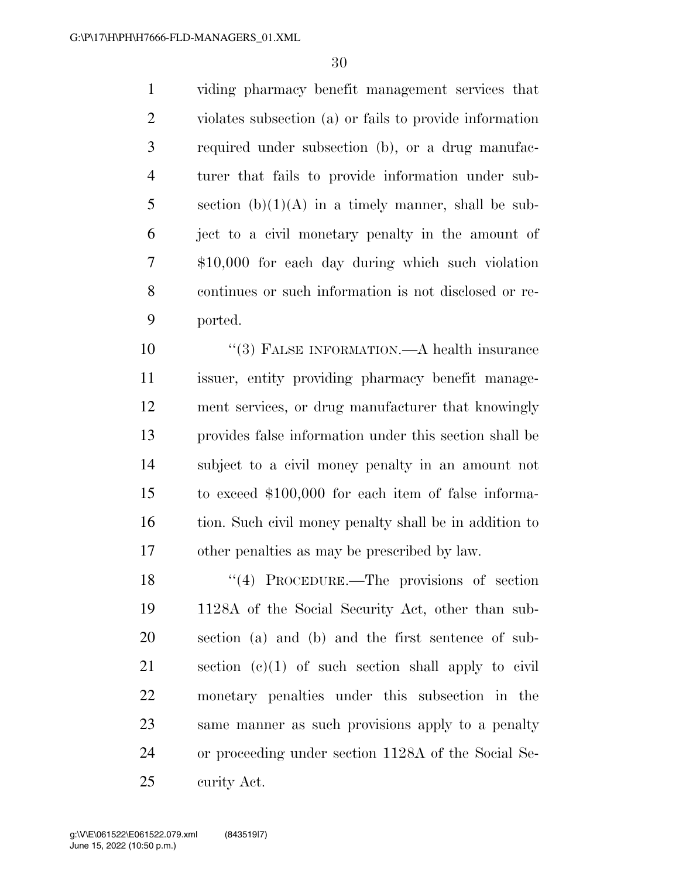viding pharmacy benefit management services that violates subsection (a) or fails to provide information required under subsection (b), or a drug manufacturer that fails to provide information under subsection (b)(1)(A) in a timely manner, shall be subject to a civil monetary penalty in the amount of $10,000 for each day during which such violation continues or such information is not disclosed or reported.

"(3) FALSE INFORMATION.—A health insurance issuer, entity providing pharmacy benefit management services, or drug manufacturer that knowingly provides false information under this section shall be subject to a civil money penalty in an amount not to exceed $100,000 for each item of false information. Such civil money penalty shall be in addition to other penalties as may be prescribed by law.

"(4) PROCEDURE.—The provisions of section 1128A of the Social Security Act, other than subsection (a) and (b) and the first sentence of subsection (c)(1) of such section shall apply to civil monetary penalties under this subsection in the same manner as such provisions apply to a penalty or proceeding under section 1128A of the Social Security Act.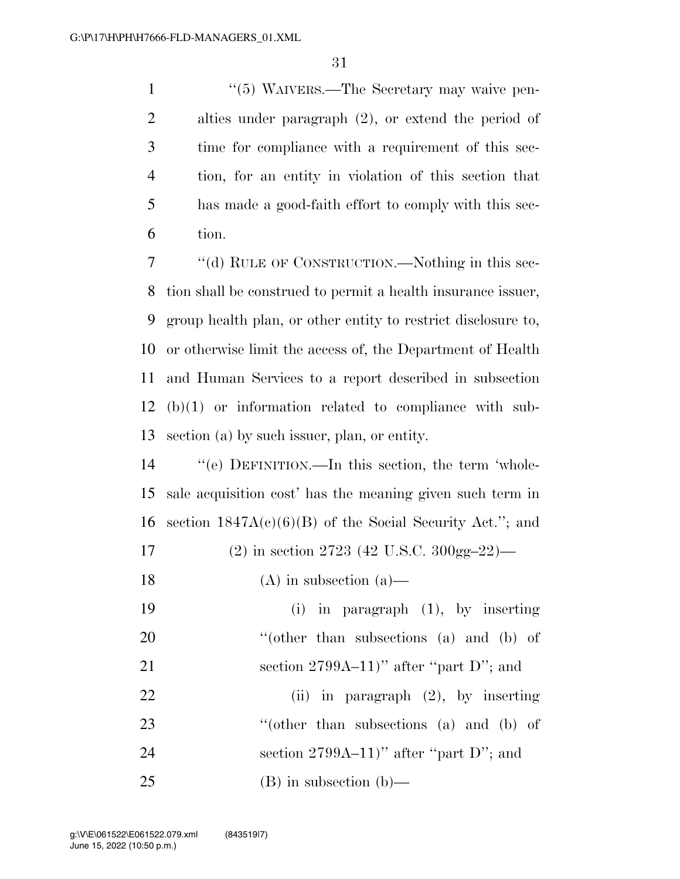"(5) WAIVERS.—The Secretary may waive penalties under paragraph (2), or extend the period of time for compliance with a requirement of this section, for an entity in violation of this section that has made a good-faith effort to comply with this section.

"(d) RULE OF CONSTRUCTION.—Nothing in this section shall be construed to permit a health insurance issuer, group health plan, or other entity to restrict disclosure to, or otherwise limit the access of, the Department of Health and Human Services to a report described in subsection (b)(1) or information related to compliance with subsection (a) by such issuer, plan, or entity.

"(e) DEFINITION.—In this section, the term 'wholesale acquisition cost' has the meaning given such term in section 1847A(c)(6)(B) of the Social Security Act."; and

(2) in section 2723 (42 U.S.C. 300gg–22)—

(A) in subsection (a)—

(i) in paragraph (1), by inserting "(other than subsections (a) and (b) of section 2799A–11)" after "part D"; and

(ii) in paragraph (2), by inserting "(other than subsections (a) and (b) of section 2799A–11)" after "part D"; and

(B) in subsection (b)—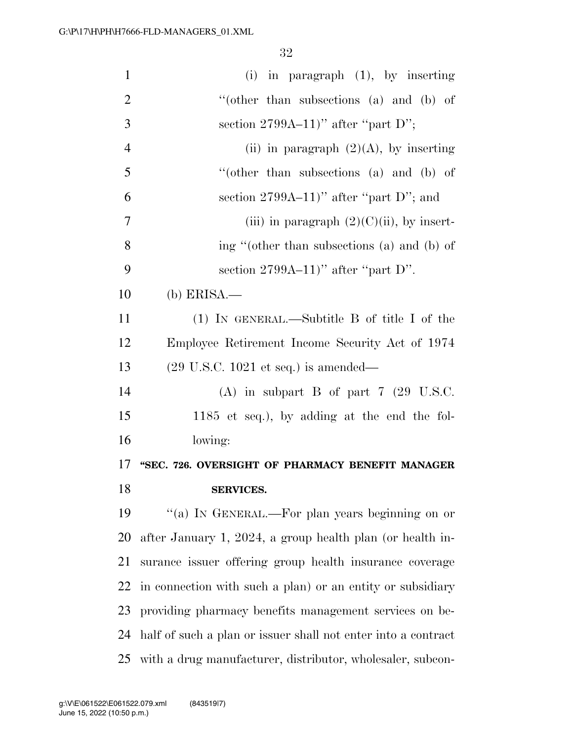(i) in paragraph (1), by inserting "(other than subsections (a) and (b) of section 2799A–11)" after "part D";

(ii) in paragraph (2)(A), by inserting "(other than subsections (a) and (b) of section 2799A–11)" after "part D"; and

(iii) in paragraph (2)(C)(ii), by inserting "(other than subsections (a) and (b) of section 2799A–11)" after "part D".

(b) ERISA.—

(1) IN GENERAL.—Subtitle B of title I of the Employee Retirement Income Security Act of 1974 (29 U.S.C. 1021 et seq.) is amended—

(A) in subpart B of part 7 (29 U.S.C. 1185 et seq.), by adding at the end the following:

**"SEC. 726. OVERSIGHT OF PHARMACY BENEFIT MANAGER SERVICES.**

"(a) IN GENERAL.—For plan years beginning on or after January 1, 2024, a group health plan (or health insurance issuer offering group health insurance coverage in connection with such a plan) or an entity or subsidiary providing pharmacy benefits management services on behalf of such a plan or issuer shall not enter into a contract with a drug manufacturer, distributor, wholesaler, subcon-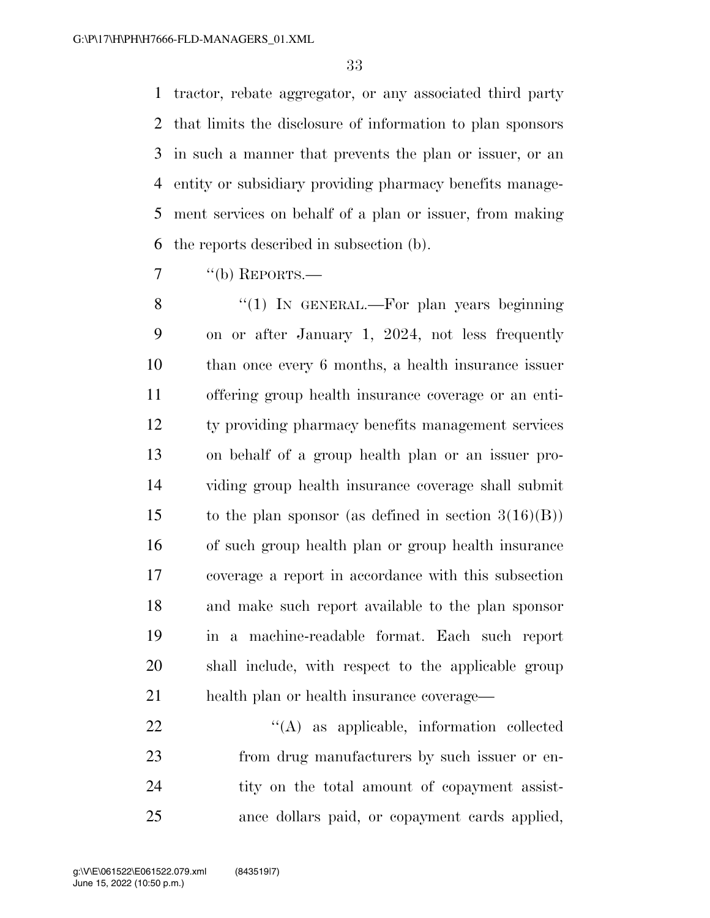tractor, rebate aggregator, or any associated third party that limits the disclosure of information to plan sponsors in such a manner that prevents the plan or issuer, or an entity or subsidiary providing pharmacy benefits management services on behalf of a plan or issuer, from making the reports described in subsection (b).

''(b) REPORTS.—

''(1) IN GENERAL.—For plan years beginning on or after January 1, 2024, not less frequently than once every 6 months, a health insurance issuer offering group health insurance coverage or an entity providing pharmacy benefits management services on behalf of a group health plan or an issuer providing group health insurance coverage shall submit to the plan sponsor (as defined in section 3(16)(B)) of such group health plan or group health insurance coverage a report in accordance with this subsection and make such report available to the plan sponsor in a machine-readable format. Each such report shall include, with respect to the applicable group health plan or health insurance coverage—

''(A) as applicable, information collected from drug manufacturers by such issuer or entity on the total amount of copayment assistance dollars paid, or copayment cards applied,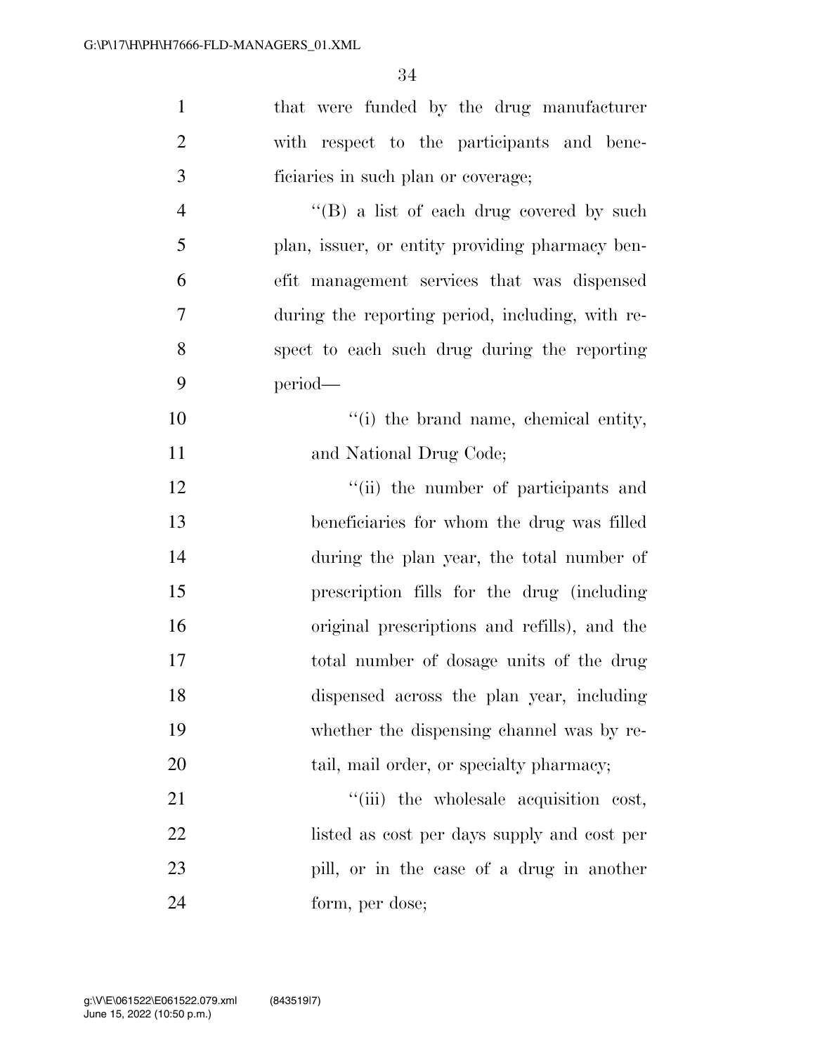that were funded by the drug manufacturer with respect to the participants and beneficiaries in such plan or coverage;

''(B) a list of each drug covered by such plan, issuer, or entity providing pharmacy benefit management services that was dispensed during the reporting period, including, with respect to each such drug during the reporting period—

''(i) the brand name, chemical entity, and National Drug Code;

''(ii) the number of participants and beneficiaries for whom the drug was filled during the plan year, the total number of prescription fills for the drug (including original prescriptions and refills), and the total number of dosage units of the drug dispensed across the plan year, including whether the dispensing channel was by retail, mail order, or specialty pharmacy;

''(iii) the wholesale acquisition cost, listed as cost per days supply and cost per pill, or in the case of a drug in another form, per dose;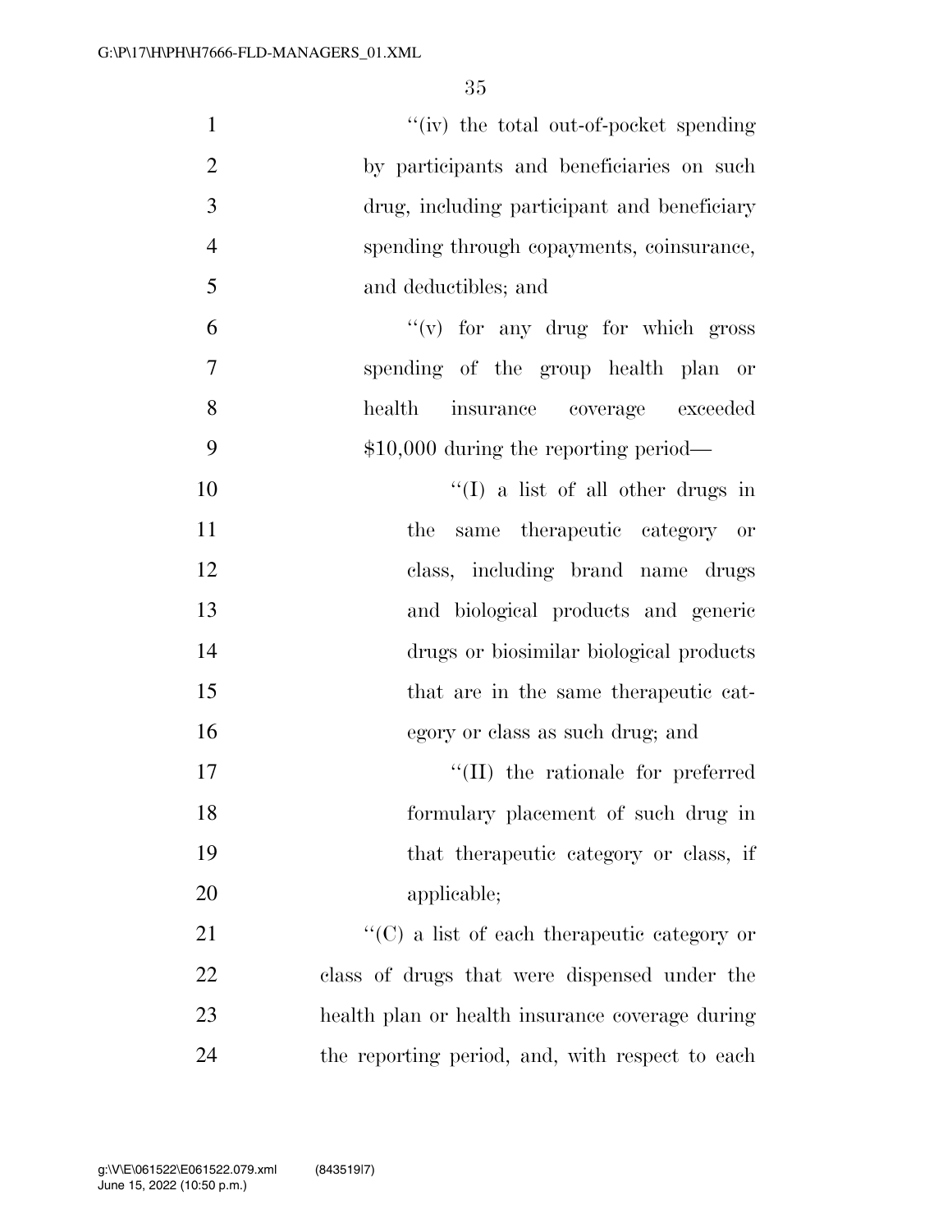"(iv) the total out-of-pocket spending by participants and beneficiaries on such drug, including participant and beneficiary spending through copayments, coinsurance, and deductibles; and

"(v) for any drug for which gross spending of the group health plan or health insurance coverage exceeded $10,000 during the reporting period—

"(I) a list of all other drugs in the same therapeutic category or class, including brand name drugs and biological products and generic drugs or biosimilar biological products that are in the same therapeutic category or class as such drug; and

"(II) the rationale for preferred formulary placement of such drug in that therapeutic category or class, if applicable;

"(C) a list of each therapeutic category or class of drugs that were dispensed under the health plan or health insurance coverage during the reporting period, and, with respect to each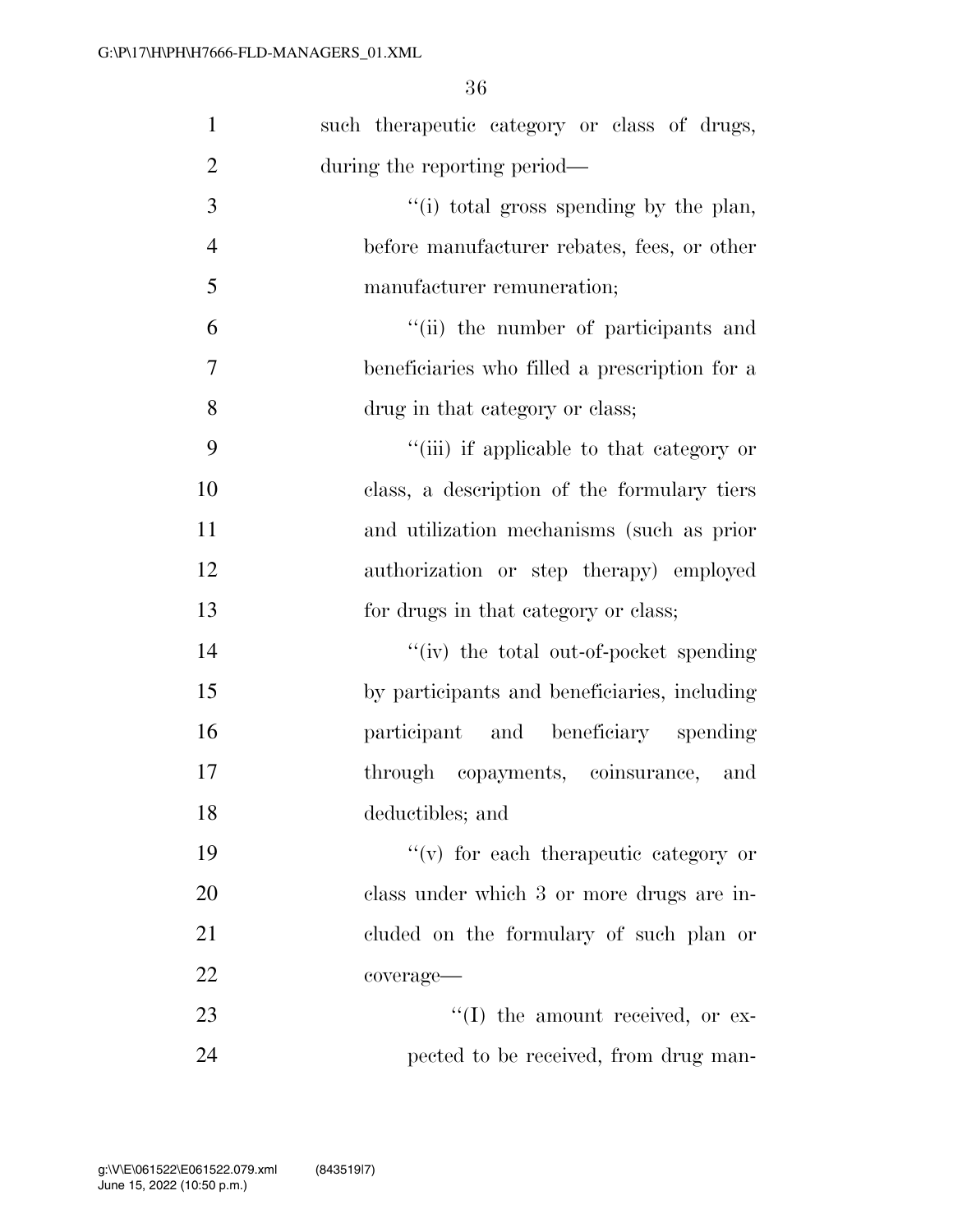such therapeutic category or class of drugs, during the reporting period—

''(i) total gross spending by the plan, before manufacturer rebates, fees, or other manufacturer remuneration;

''(ii) the number of participants and beneficiaries who filled a prescription for a drug in that category or class;

''(iii) if applicable to that category or class, a description of the formulary tiers and utilization mechanisms (such as prior authorization or step therapy) employed for drugs in that category or class;

''(iv) the total out-of-pocket spending by participants and beneficiaries, including participant and beneficiary spending through copayments, coinsurance, and deductibles; and

''(v) for each therapeutic category or class under which 3 or more drugs are included on the formulary of such plan or coverage—

''(I) the amount received, or expected to be received, from drug man-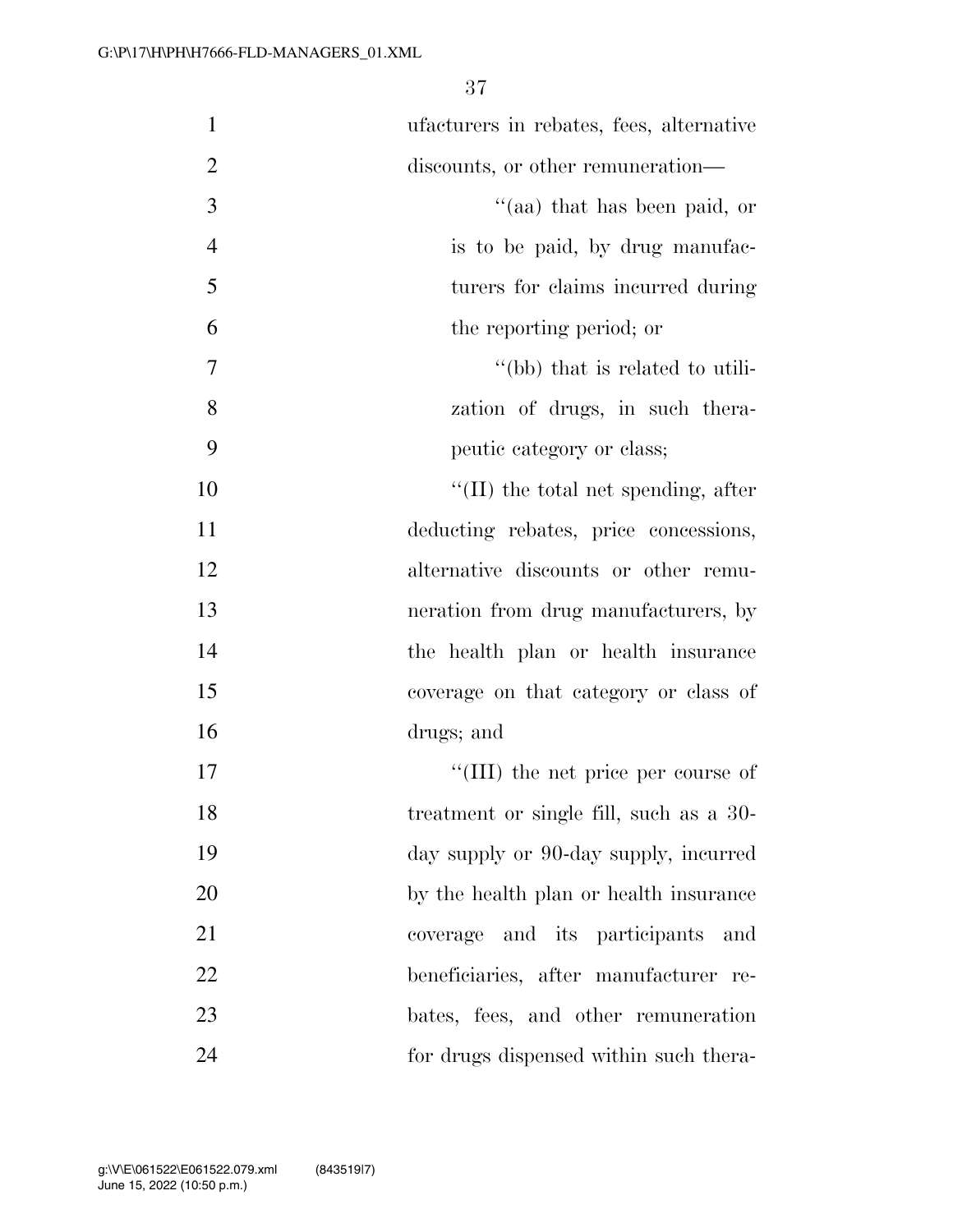ufacturers in rebates, fees, alternative discounts, or other remuneration—

''(aa) that has been paid, or is to be paid, by drug manufacturers for claims incurred during the reporting period; or

''(bb) that is related to utilization of drugs, in such therapeutic category or class;

''(II) the total net spending, after deducting rebates, price concessions, alternative discounts or other remuneration from drug manufacturers, by the health plan or health insurance coverage on that category or class of drugs; and

''(III) the net price per course of treatment or single fill, such as a 30-day supply or 90-day supply, incurred by the health plan or health insurance coverage and its participants and beneficiaries, after manufacturer rebates, fees, and other remuneration for drugs dispensed within such thera-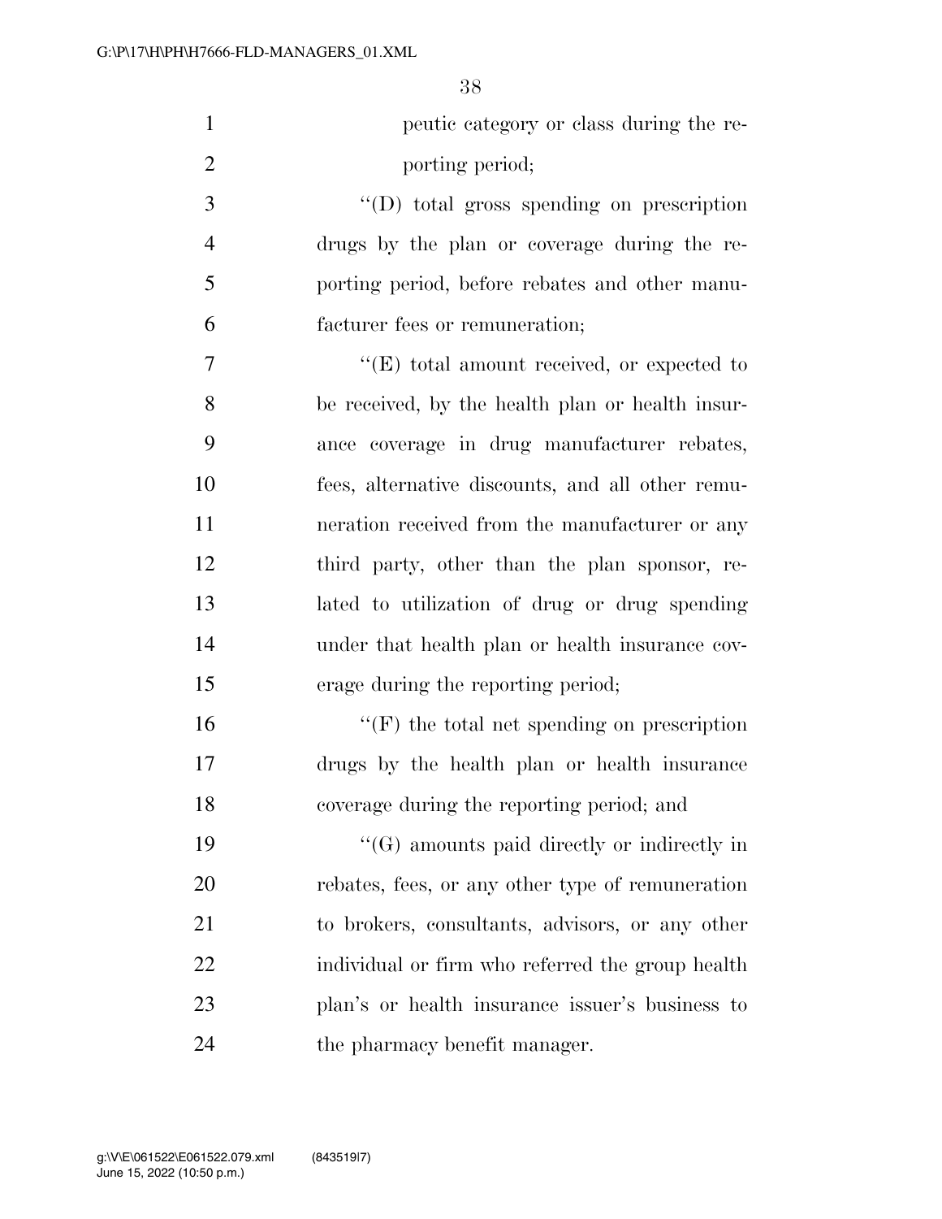peutic category or class during the reporting period;

''(D) total gross spending on prescription drugs by the plan or coverage during the reporting period, before rebates and other manufacturer fees or remuneration;

''(E) total amount received, or expected to be received, by the health plan or health insurance coverage in drug manufacturer rebates, fees, alternative discounts, and all other remuneration received from the manufacturer or any third party, other than the plan sponsor, related to utilization of drug or drug spending under that health plan or health insurance coverage during the reporting period;

''(F) the total net spending on prescription drugs by the health plan or health insurance coverage during the reporting period; and

''(G) amounts paid directly or indirectly in rebates, fees, or any other type of remuneration to brokers, consultants, advisors, or any other individual or firm who referred the group health plan's or health insurance issuer's business to the pharmacy benefit manager.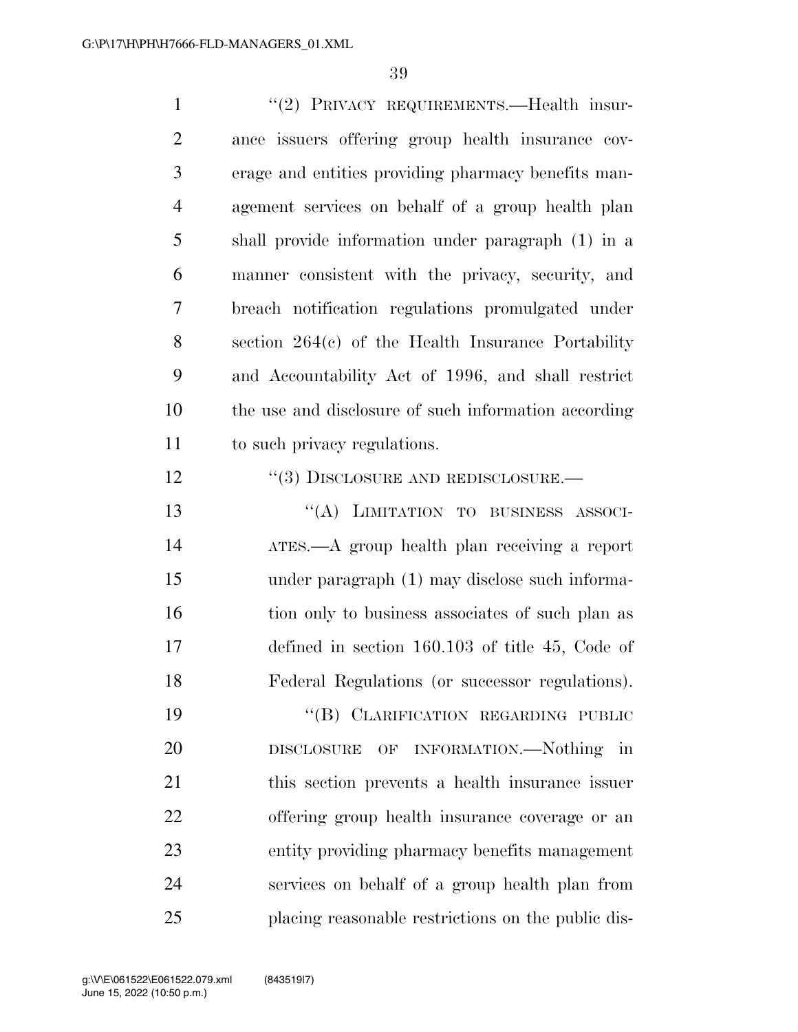''(2) PRIVACY REQUIREMENTS.—Health insurance issuers offering group health insurance coverage and entities providing pharmacy benefits management services on behalf of a group health plan shall provide information under paragraph (1) in a manner consistent with the privacy, security, and breach notification regulations promulgated under section 264(c) of the Health Insurance Portability and Accountability Act of 1996, and shall restrict the use and disclosure of such information according to such privacy regulations.

''(3) DISCLOSURE AND REDISCLOSURE.—

''(A) LIMITATION TO BUSINESS ASSOCIATES.—A group health plan receiving a report under paragraph (1) may disclose such information only to business associates of such plan as defined in section 160.103 of title 45, Code of Federal Regulations (or successor regulations).

''(B) CLARIFICATION REGARDING PUBLIC DISCLOSURE OF INFORMATION.—Nothing in this section prevents a health insurance issuer offering group health insurance coverage or an entity providing pharmacy benefits management services on behalf of a group health plan from placing reasonable restrictions on the public dis-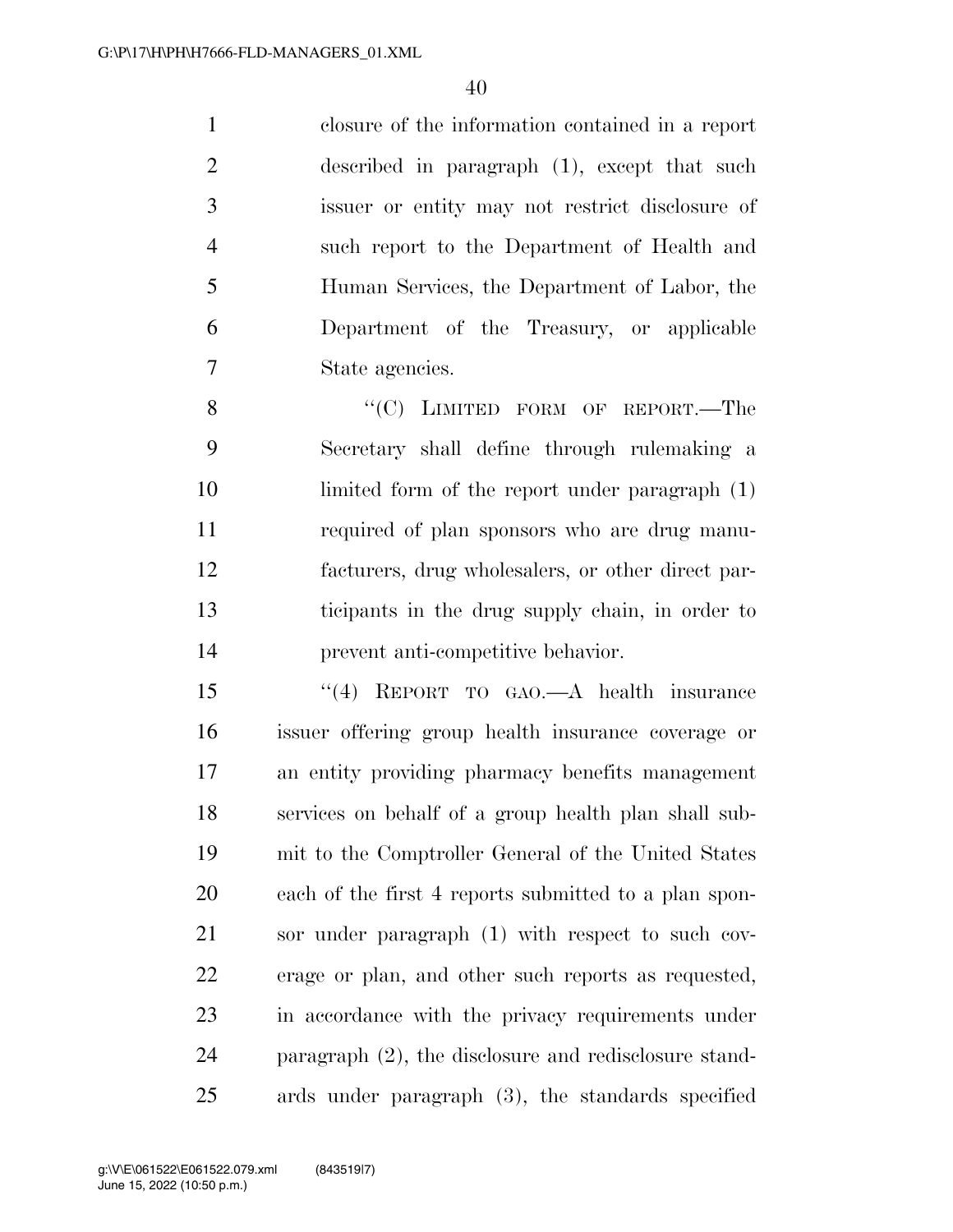closure of the information contained in a report described in paragraph (1), except that such issuer or entity may not restrict disclosure of such report to the Department of Health and Human Services, the Department of Labor, the Department of the Treasury, or applicable State agencies.

"(C) LIMITED FORM OF REPORT.—The Secretary shall define through rulemaking a limited form of the report under paragraph (1) required of plan sponsors who are drug manufacturers, drug wholesalers, or other direct participants in the drug supply chain, in order to prevent anti-competitive behavior.

"(4) REPORT TO GAO.—A health insurance issuer offering group health insurance coverage or an entity providing pharmacy benefits management services on behalf of a group health plan shall submit to the Comptroller General of the United States each of the first 4 reports submitted to a plan sponsor under paragraph (1) with respect to such coverage or plan, and other such reports as requested, in accordance with the privacy requirements under paragraph (2), the disclosure and redisclosure standards under paragraph (3), the standards specified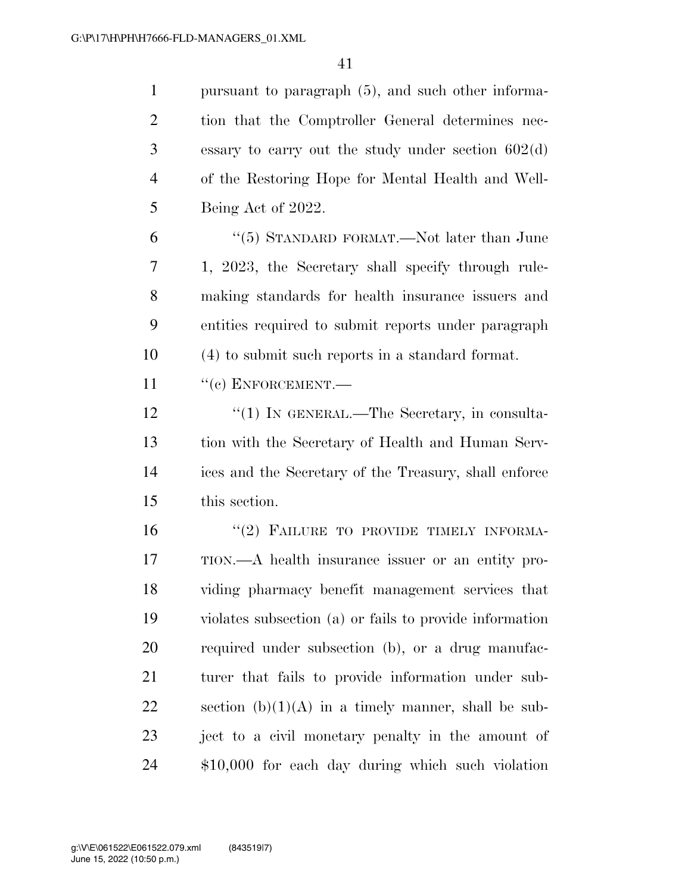pursuant to paragraph (5), and such other information that the Comptroller General determines necessary to carry out the study under section 602(d) of the Restoring Hope for Mental Health and Well-Being Act of 2022.

"(5) STANDARD FORMAT.—Not later than June 1, 2023, the Secretary shall specify through rulemaking standards for health insurance issuers and entities required to submit reports under paragraph (4) to submit such reports in a standard format.

"(c) ENFORCEMENT.—

"(1) IN GENERAL.—The Secretary, in consultation with the Secretary of Health and Human Services and the Secretary of the Treasury, shall enforce this section.

"(2) FAILURE TO PROVIDE TIMELY INFORMATION.—A health insurance issuer or an entity providing pharmacy benefit management services that violates subsection (a) or fails to provide information required under subsection (b), or a drug manufacturer that fails to provide information under subsection (b)(1)(A) in a timely manner, shall be subject to a civil monetary penalty in the amount of $10,000 for each day during which such violation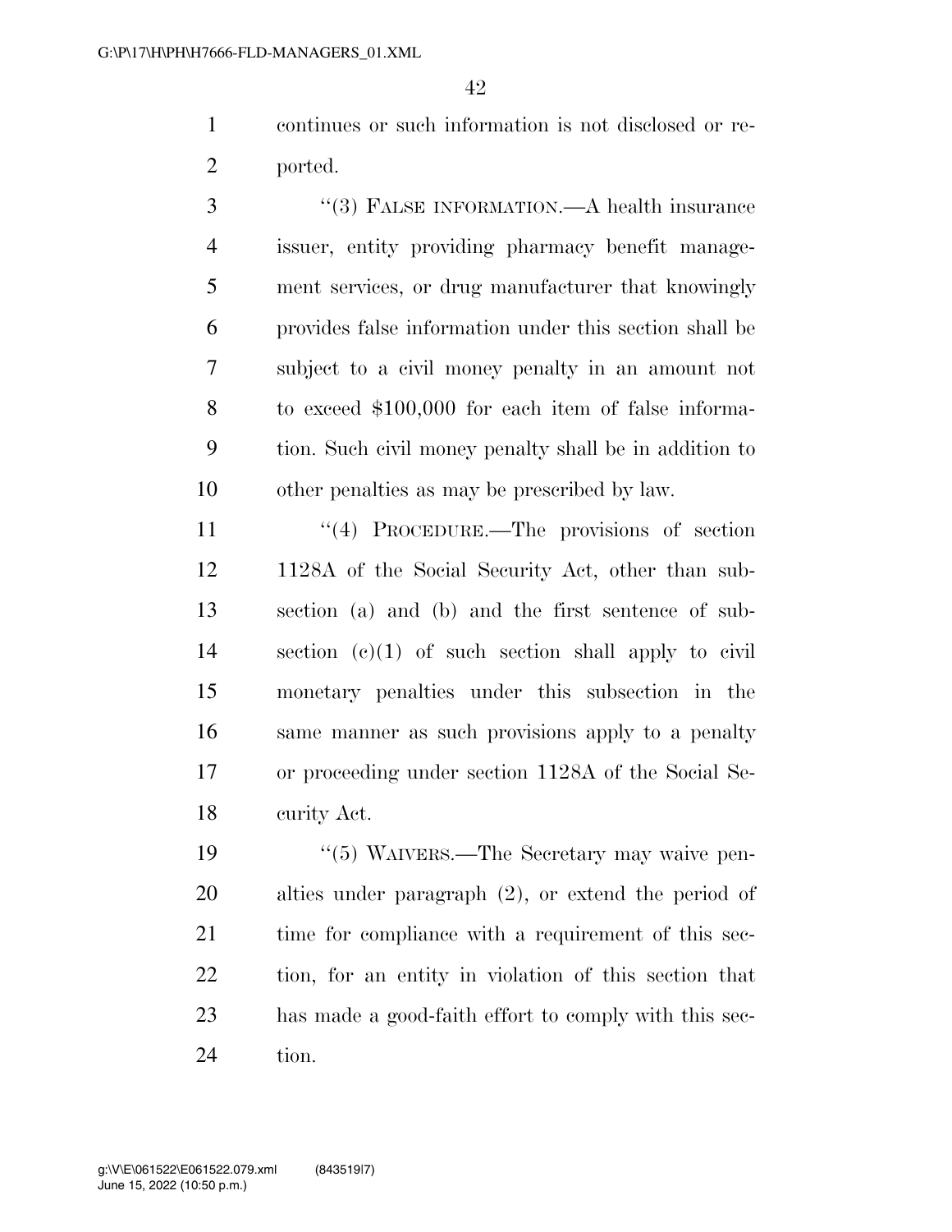continues or such information is not disclosed or reported.

"(3) FALSE INFORMATION.—A health insurance issuer, entity providing pharmacy benefit management services, or drug manufacturer that knowingly provides false information under this section shall be subject to a civil money penalty in an amount not to exceed $100,000 for each item of false information. Such civil money penalty shall be in addition to other penalties as may be prescribed by law.

"(4) PROCEDURE.—The provisions of section 1128A of the Social Security Act, other than subsection (a) and (b) and the first sentence of subsection (c)(1) of such section shall apply to civil monetary penalties under this subsection in the same manner as such provisions apply to a penalty or proceeding under section 1128A of the Social Security Act.

"(5) WAIVERS.—The Secretary may waive penalties under paragraph (2), or extend the period of time for compliance with a requirement of this section, for an entity in violation of this section that has made a good-faith effort to comply with this section.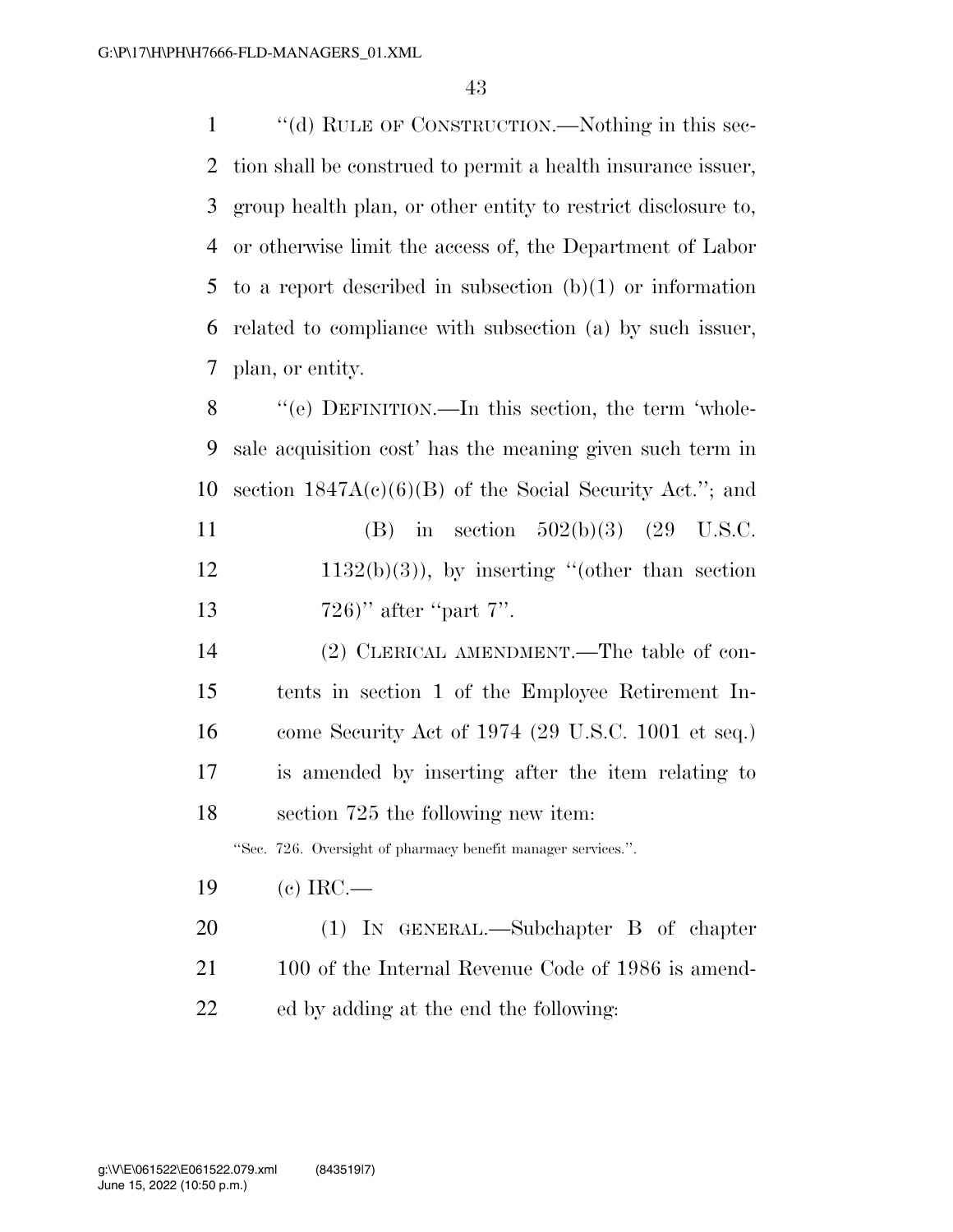"(d) RULE OF CONSTRUCTION.—Nothing in this section shall be construed to permit a health insurance issuer, group health plan, or other entity to restrict disclosure to, or otherwise limit the access of, the Department of Labor to a report described in subsection (b)(1) or information related to compliance with subsection (a) by such issuer, plan, or entity.

"(e) DEFINITION.—In this section, the term 'wholesale acquisition cost' has the meaning given such term in section 1847A(c)(6)(B) of the Social Security Act."; and

(B) in section 502(b)(3) (29 U.S.C. 1132(b)(3)), by inserting "(other than section 726)" after "part 7".

(2) CLERICAL AMENDMENT.—The table of contents in section 1 of the Employee Retirement Income Security Act of 1974 (29 U.S.C. 1001 et seq.) is amended by inserting after the item relating to section 725 the following new item:

"Sec. 726. Oversight of pharmacy benefit manager services.".

(c) IRC.—

(1) IN GENERAL.—Subchapter B of chapter 100 of the Internal Revenue Code of 1986 is amended by adding at the end the following: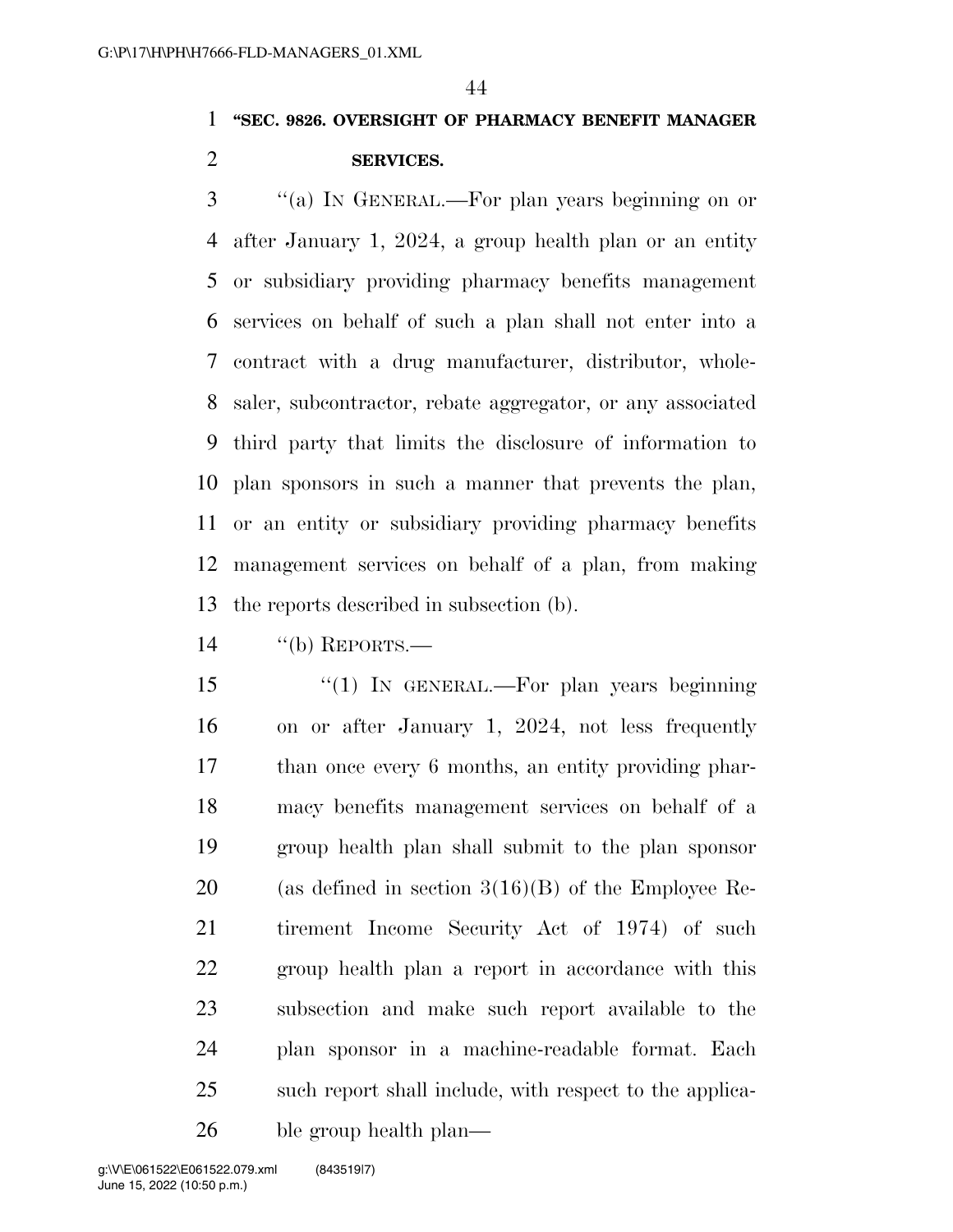**"SEC. 9826. OVERSIGHT OF PHARMACY BENEFIT MANAGER SERVICES.**

"(a) IN GENERAL.—For plan years beginning on or after January 1, 2024, a group health plan or an entity or subsidiary providing pharmacy benefits management services on behalf of such a plan shall not enter into a contract with a drug manufacturer, distributor, wholesaler, subcontractor, rebate aggregator, or any associated third party that limits the disclosure of information to plan sponsors in such a manner that prevents the plan, or an entity or subsidiary providing pharmacy benefits management services on behalf of a plan, from making the reports described in subsection (b).

"(b) REPORTS.—

"(1) IN GENERAL.—For plan years beginning on or after January 1, 2024, not less frequently than once every 6 months, an entity providing pharmacy benefits management services on behalf of a group health plan shall submit to the plan sponsor (as defined in section 3(16)(B) of the Employee Retirement Income Security Act of 1974) of such group health plan a report in accordance with this subsection and make such report available to the plan sponsor in a machine-readable format. Each such report shall include, with respect to the applicable group health plan—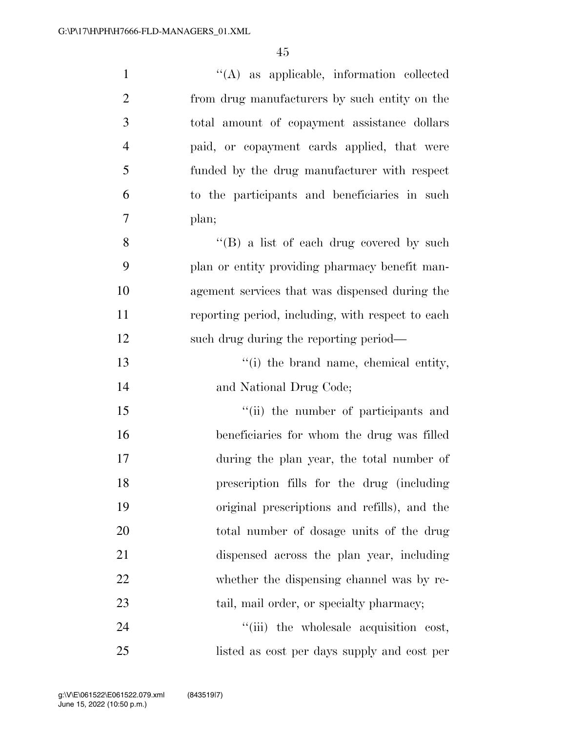''(A) as applicable, information collected from drug manufacturers by such entity on the total amount of copayment assistance dollars paid, or copayment cards applied, that were funded by the drug manufacturer with respect to the participants and beneficiaries in such plan;

''(B) a list of each drug covered by such plan or entity providing pharmacy benefit management services that was dispensed during the reporting period, including, with respect to each such drug during the reporting period—

''(i) the brand name, chemical entity, and National Drug Code;

''(ii) the number of participants and beneficiaries for whom the drug was filled during the plan year, the total number of prescription fills for the drug (including original prescriptions and refills), and the total number of dosage units of the drug dispensed across the plan year, including whether the dispensing channel was by retail, mail order, or specialty pharmacy;

''(iii) the wholesale acquisition cost, listed as cost per days supply and cost per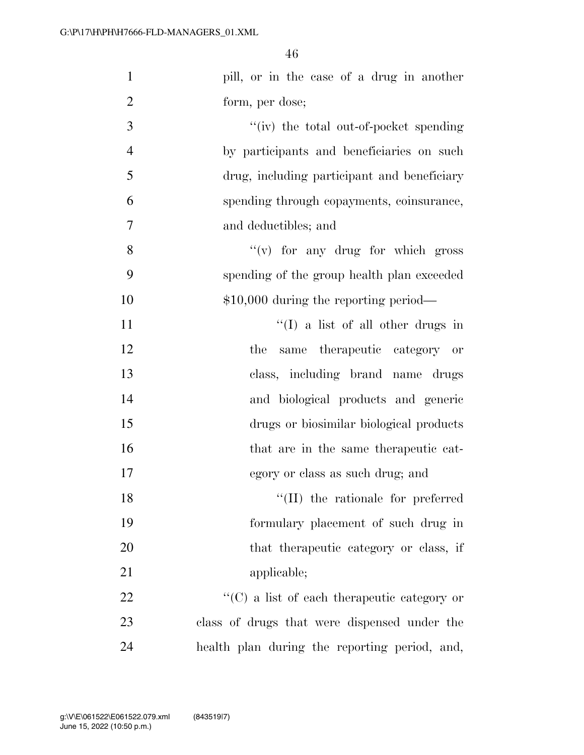pill, or in the case of a drug in another form, per dose;

''(iv) the total out-of-pocket spending by participants and beneficiaries on such drug, including participant and beneficiary spending through copayments, coinsurance, and deductibles; and

''(v) for any drug for which gross spending of the group health plan exceeded $10,000 during the reporting period—

''(I) a list of all other drugs in the same therapeutic category or class, including brand name drugs and biological products and generic drugs or biosimilar biological products that are in the same therapeutic category or class as such drug; and

''(II) the rationale for preferred formulary placement of such drug in that therapeutic category or class, if applicable;

''(C) a list of each therapeutic category or class of drugs that were dispensed under the health plan during the reporting period, and,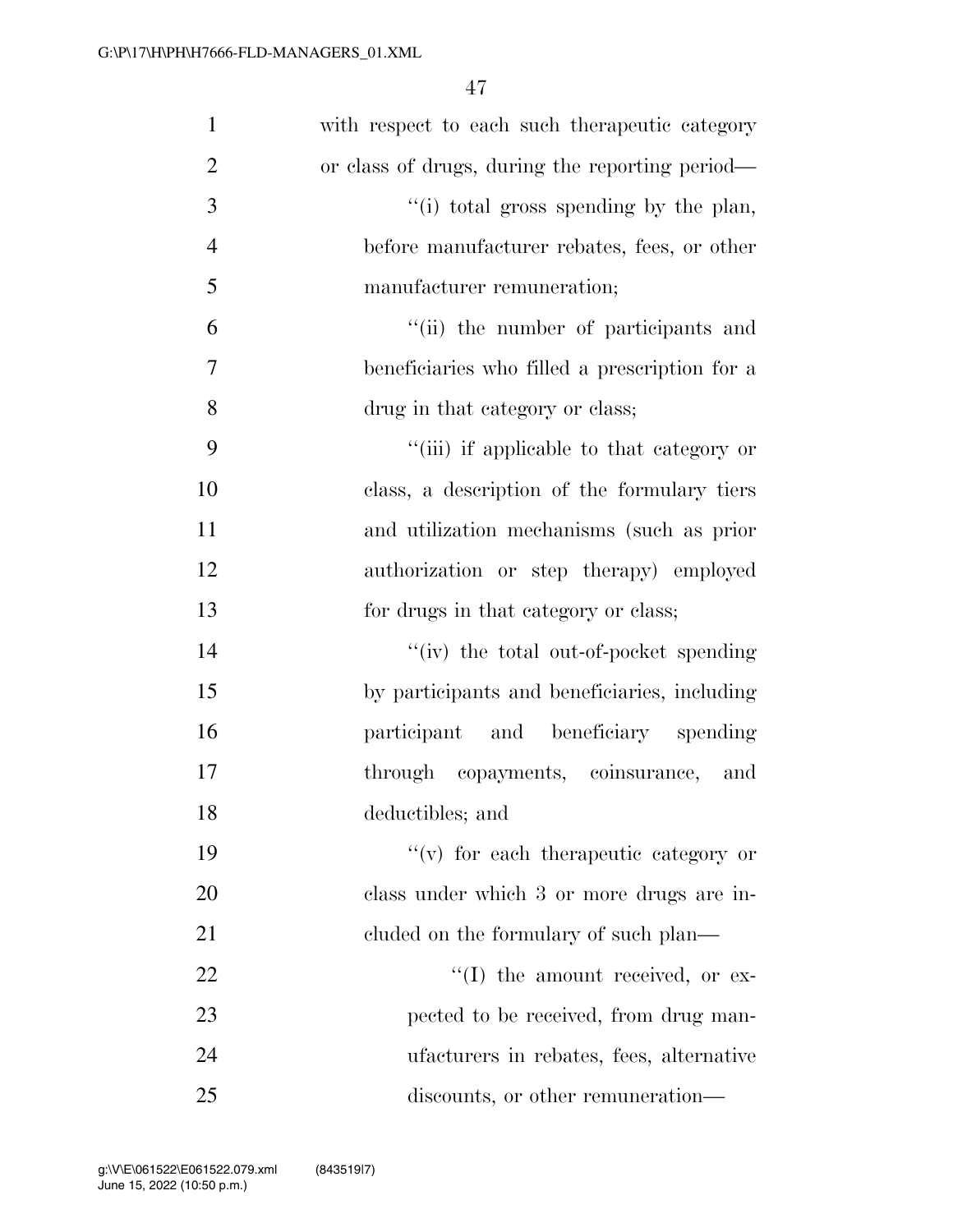with respect to each such therapeutic category or class of drugs, during the reporting period—

''(i) total gross spending by the plan, before manufacturer rebates, fees, or other manufacturer remuneration;

''(ii) the number of participants and beneficiaries who filled a prescription for a drug in that category or class;

''(iii) if applicable to that category or class, a description of the formulary tiers and utilization mechanisms (such as prior authorization or step therapy) employed for drugs in that category or class;

''(iv) the total out-of-pocket spending by participants and beneficiaries, including participant and beneficiary spending through copayments, coinsurance, and deductibles; and

''(v) for each therapeutic category or class under which 3 or more drugs are included on the formulary of such plan—

''(I) the amount received, or expected to be received, from drug manufacturers in rebates, fees, alternative discounts, or other remuneration—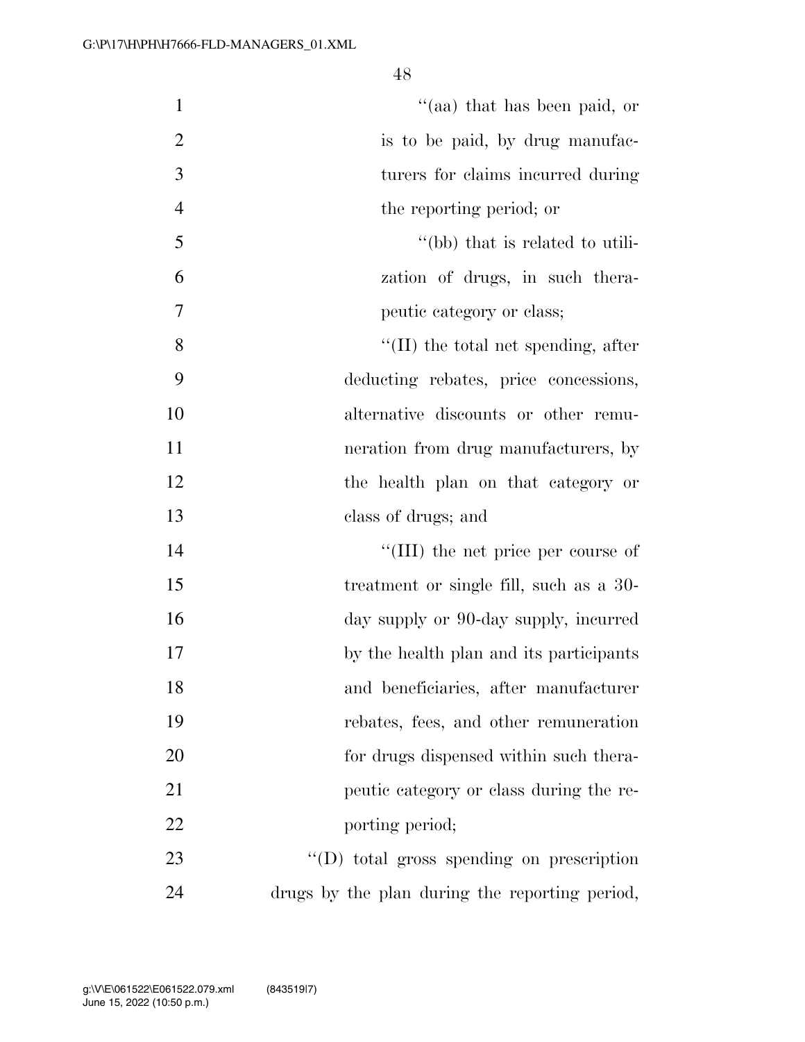"(aa) that has been paid, or is to be paid, by drug manufacturers for claims incurred during the reporting period; or

"(bb) that is related to utilization of drugs, in such therapeutic category or class;

"(II) the total net spending, after deducting rebates, price concessions, alternative discounts or other remuneration from drug manufacturers, by the health plan on that category or class of drugs; and

"(III) the net price per course of treatment or single fill, such as a 30-day supply or 90-day supply, incurred by the health plan and its participants and beneficiaries, after manufacturer rebates, fees, and other remuneration for drugs dispensed within such therapeutic category or class during the reporting period;

"(D) total gross spending on prescription drugs by the plan during the reporting period,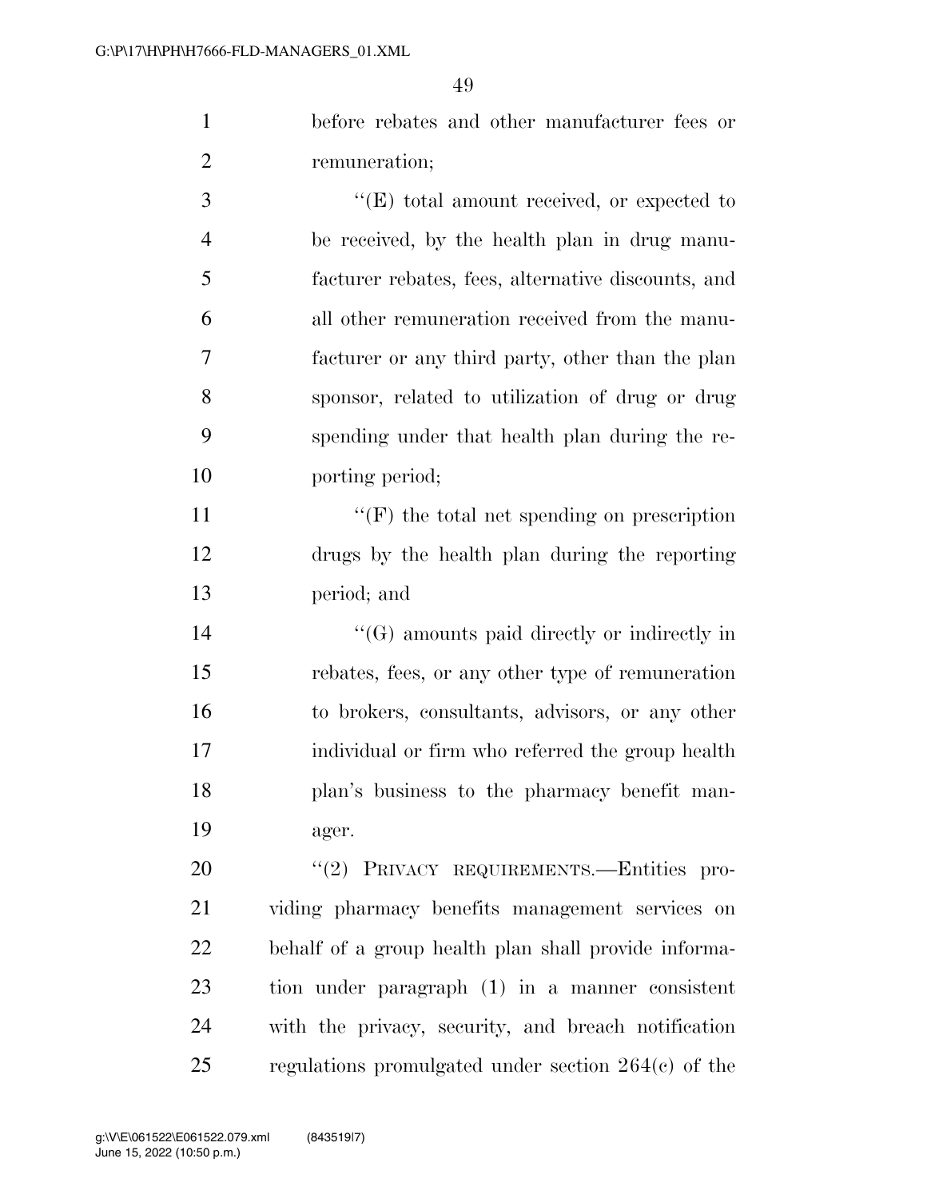before rebates and other manufacturer fees or remuneration;

"(E) total amount received, or expected to be received, by the health plan in drug manufacturer rebates, fees, alternative discounts, and all other remuneration received from the manufacturer or any third party, other than the plan sponsor, related to utilization of drug or drug spending under that health plan during the reporting period;

"(F) the total net spending on prescription drugs by the health plan during the reporting period; and

"(G) amounts paid directly or indirectly in rebates, fees, or any other type of remuneration to brokers, consultants, advisors, or any other individual or firm who referred the group health plan's business to the pharmacy benefit manager.

"(2) PRIVACY REQUIREMENTS.—Entities providing pharmacy benefits management services on behalf of a group health plan shall provide information under paragraph (1) in a manner consistent with the privacy, security, and breach notification regulations promulgated under section 264(c) of the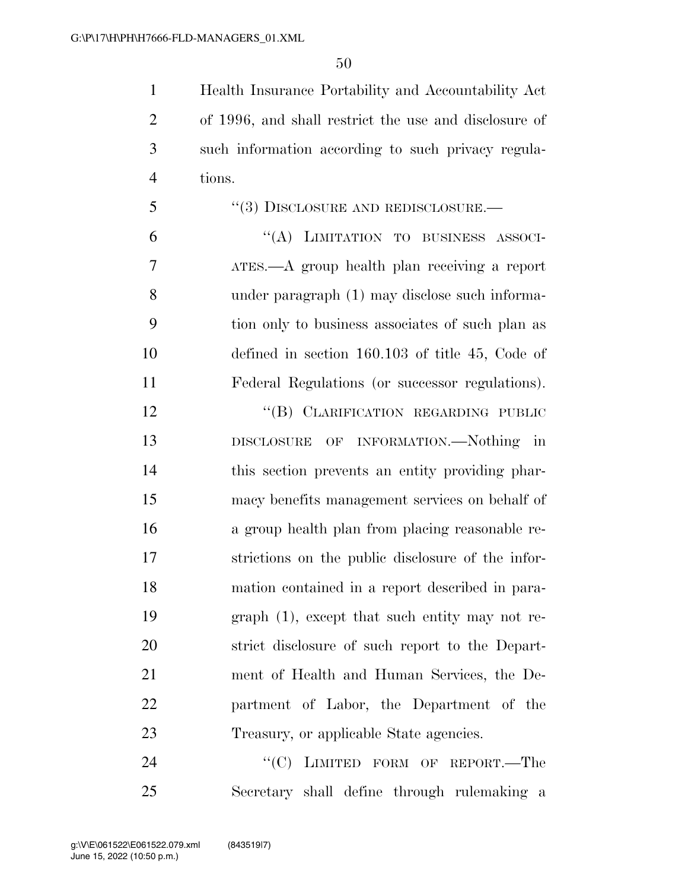Health Insurance Portability and Accountability Act of 1996, and shall restrict the use and disclosure of such information according to such privacy regulations.

"(3) DISCLOSURE AND REDISCLOSURE.—

"(A) LIMITATION TO BUSINESS ASSOCIATES.—A group health plan receiving a report under paragraph (1) may disclose such information only to business associates of such plan as defined in section 160.103 of title 45, Code of Federal Regulations (or successor regulations).

"(B) CLARIFICATION REGARDING PUBLIC DISCLOSURE OF INFORMATION.—Nothing in this section prevents an entity providing pharmacy benefits management services on behalf of a group health plan from placing reasonable restrictions on the public disclosure of the information contained in a report described in paragraph (1), except that such entity may not restrict disclosure of such report to the Department of Health and Human Services, the Department of Labor, the Department of the Treasury, or applicable State agencies.

"(C) LIMITED FORM OF REPORT.—The Secretary shall define through rulemaking a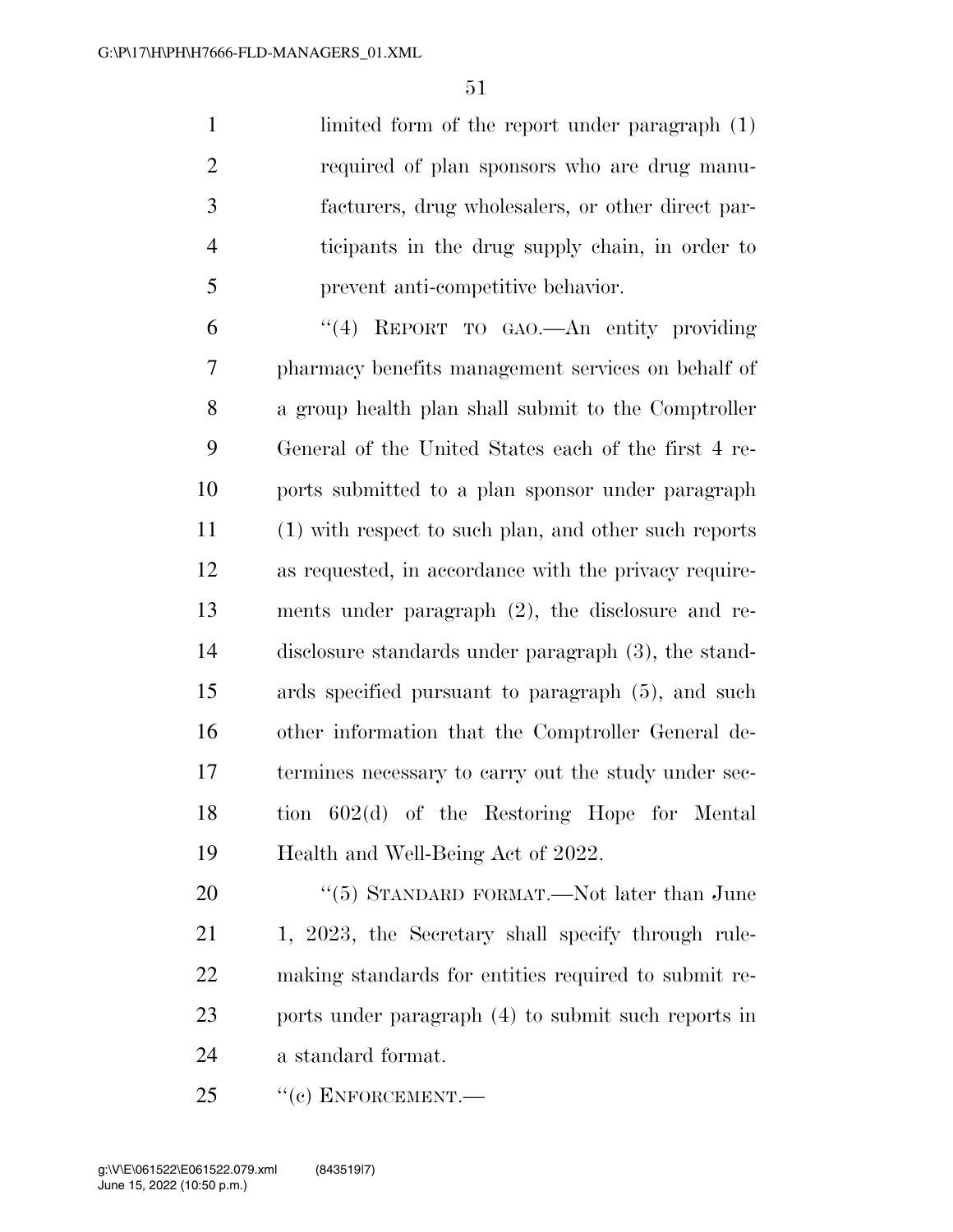limited form of the report under paragraph (1) required of plan sponsors who are drug manufacturers, drug wholesalers, or other direct participants in the drug supply chain, in order to prevent anti-competitive behavior.

"(4) REPORT TO GAO.—An entity providing pharmacy benefits management services on behalf of a group health plan shall submit to the Comptroller General of the United States each of the first 4 reports submitted to a plan sponsor under paragraph (1) with respect to such plan, and other such reports as requested, in accordance with the privacy requirements under paragraph (2), the disclosure and redisclosure standards under paragraph (3), the standards specified pursuant to paragraph (5), and such other information that the Comptroller General determines necessary to carry out the study under section 602(d) of the Restoring Hope for Mental Health and Well-Being Act of 2022.

"(5) STANDARD FORMAT.—Not later than June 1, 2023, the Secretary shall specify through rulemaking standards for entities required to submit reports under paragraph (4) to submit such reports in a standard format.

"(c) ENFORCEMENT.—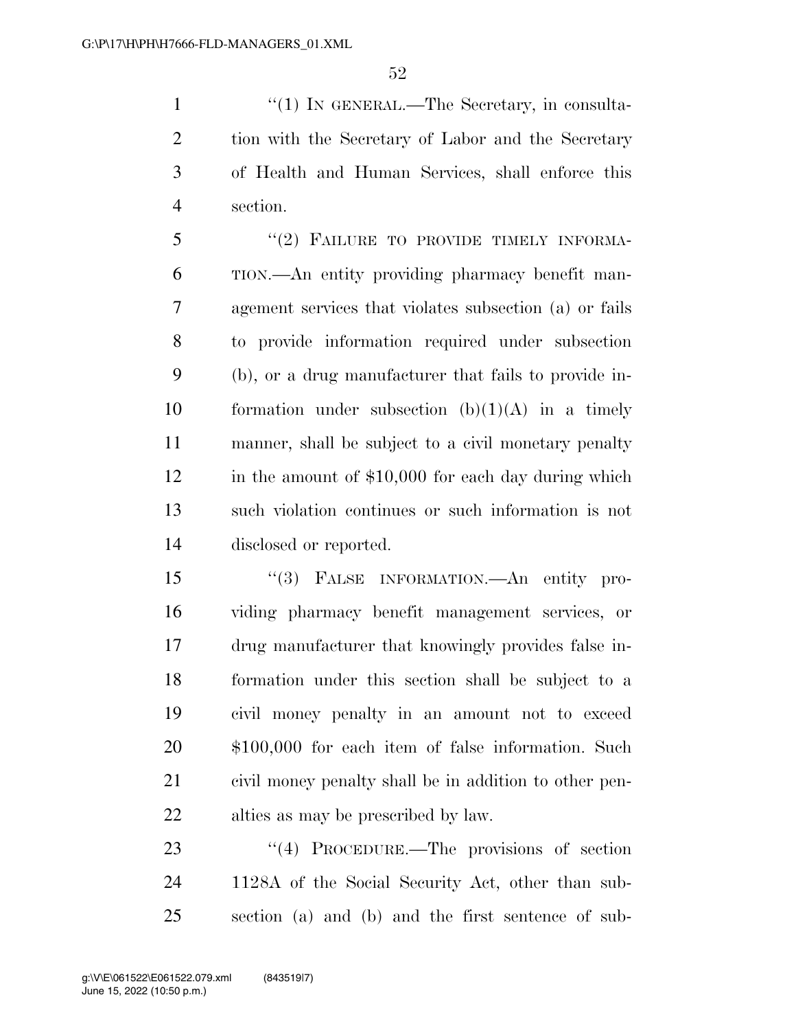"(1) IN GENERAL.—The Secretary, in consultation with the Secretary of Labor and the Secretary of Health and Human Services, shall enforce this section.

"(2) FAILURE TO PROVIDE TIMELY INFORMATION.—An entity providing pharmacy benefit management services that violates subsection (a) or fails to provide information required under subsection (b), or a drug manufacturer that fails to provide information under subsection (b)(1)(A) in a timely manner, shall be subject to a civil monetary penalty in the amount of $10,000 for each day during which such violation continues or such information is not disclosed or reported.

"(3) FALSE INFORMATION.—An entity providing pharmacy benefit management services, or drug manufacturer that knowingly provides false information under this section shall be subject to a civil money penalty in an amount not to exceed $100,000 for each item of false information. Such civil money penalty shall be in addition to other penalties as may be prescribed by law.

"(4) PROCEDURE.—The provisions of section 1128A of the Social Security Act, other than subsection (a) and (b) and the first sentence of sub-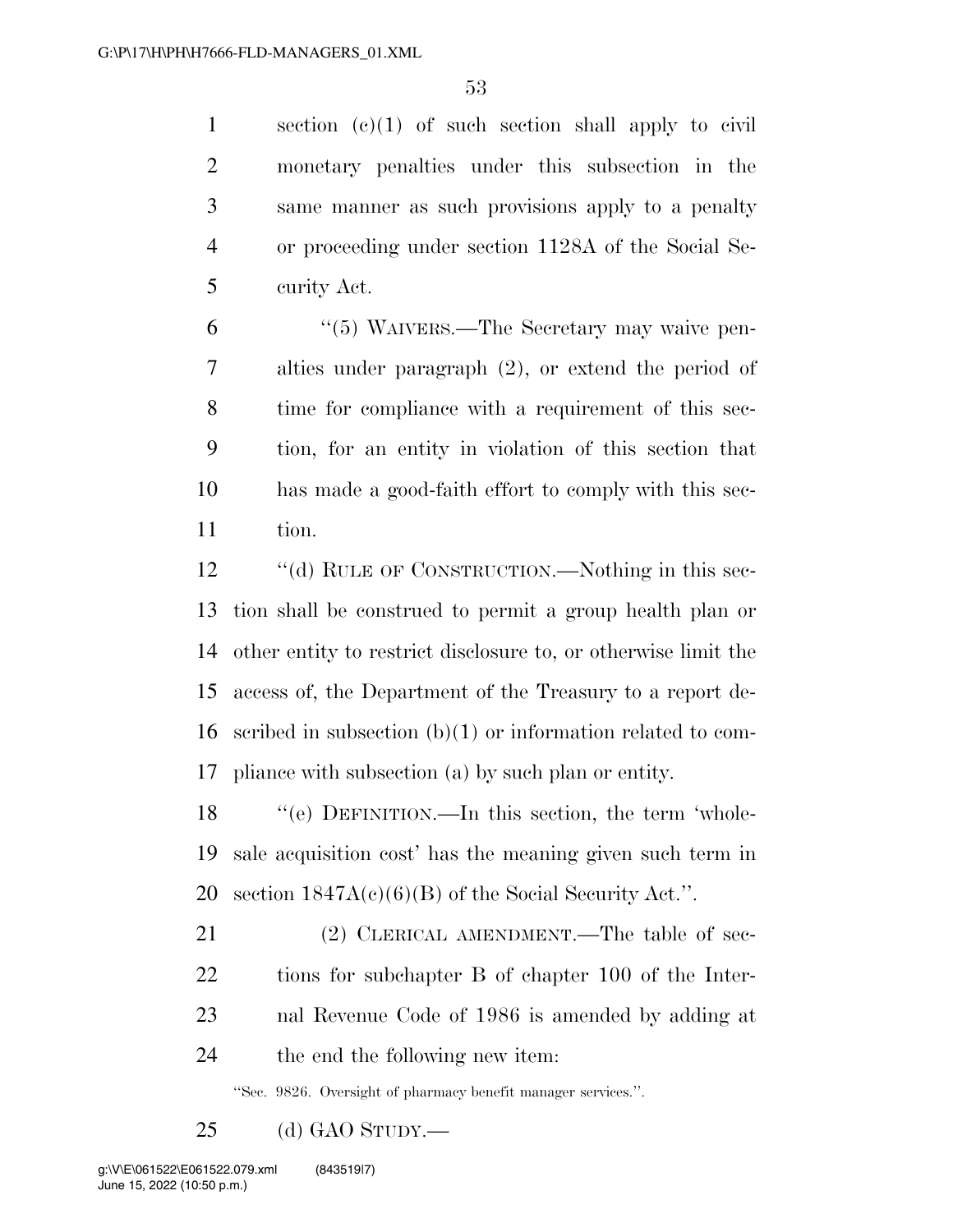section (c)(1) of such section shall apply to civil monetary penalties under this subsection in the same manner as such provisions apply to a penalty or proceeding under section 1128A of the Social Security Act.

"(5) WAIVERS.—The Secretary may waive penalties under paragraph (2), or extend the period of time for compliance with a requirement of this section, for an entity in violation of this section that has made a good-faith effort to comply with this section.

"(d) RULE OF CONSTRUCTION.—Nothing in this section shall be construed to permit a group health plan or other entity to restrict disclosure to, or otherwise limit the access of, the Department of the Treasury to a report described in subsection (b)(1) or information related to compliance with subsection (a) by such plan or entity.

"(e) DEFINITION.—In this section, the term 'wholesale acquisition cost' has the meaning given such term in section 1847A(c)(6)(B) of the Social Security Act.".

(2) CLERICAL AMENDMENT.—The table of sections for subchapter B of chapter 100 of the Internal Revenue Code of 1986 is amended by adding at the end the following new item:

"Sec. 9826. Oversight of pharmacy benefit manager services.".

(d) GAO STUDY.—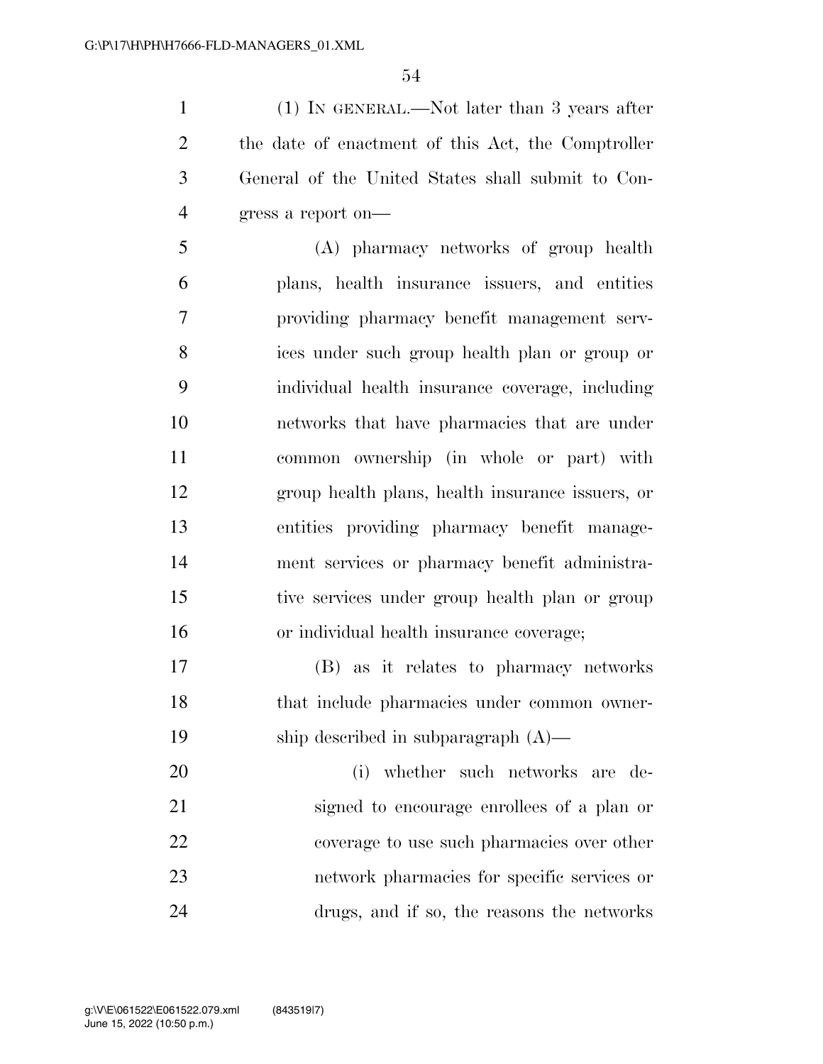(1) IN GENERAL.—Not later than 3 years after the date of enactment of this Act, the Comptroller General of the United States shall submit to Congress a report on—

(A) pharmacy networks of group health plans, health insurance issuers, and entities providing pharmacy benefit management services under such group health plan or group or individual health insurance coverage, including networks that have pharmacies that are under common ownership (in whole or part) with group health plans, health insurance issuers, or entities providing pharmacy benefit management services or pharmacy benefit administrative services under group health plan or group or individual health insurance coverage;

(B) as it relates to pharmacy networks that include pharmacies under common ownership described in subparagraph (A)—

(i) whether such networks are designed to encourage enrollees of a plan or coverage to use such pharmacies over other network pharmacies for specific services or drugs, and if so, the reasons the networks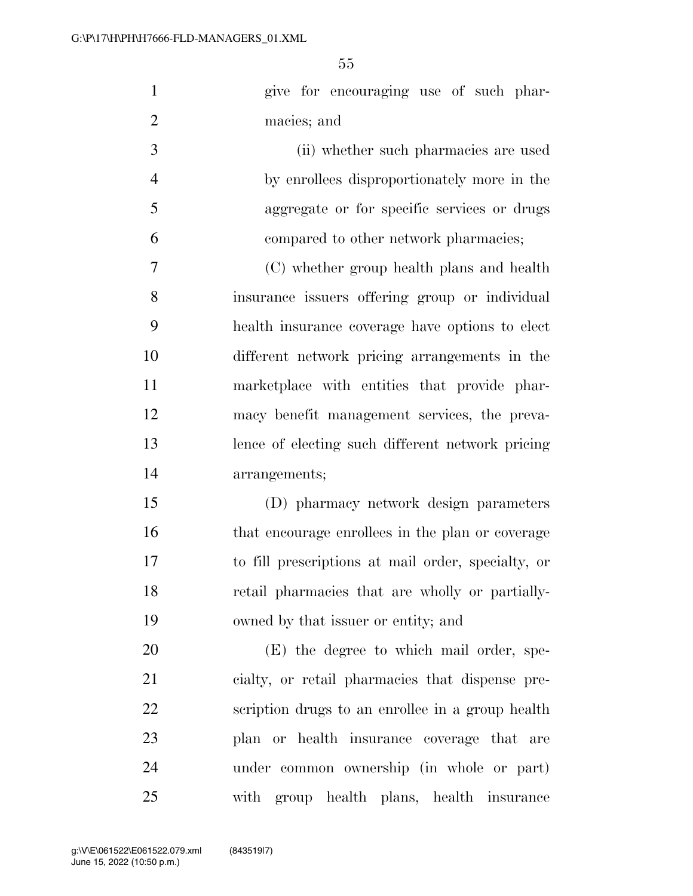give for encouraging use of such pharmacies; and

(ii) whether such pharmacies are used by enrollees disproportionately more in the aggregate or for specific services or drugs compared to other network pharmacies;

(C) whether group health plans and health insurance issuers offering group or individual health insurance coverage have options to elect different network pricing arrangements in the marketplace with entities that provide pharmacy benefit management services, the prevalence of electing such different network pricing arrangements;

(D) pharmacy network design parameters that encourage enrollees in the plan or coverage to fill prescriptions at mail order, specialty, or retail pharmacies that are wholly or partially-owned by that issuer or entity; and

(E) the degree to which mail order, specialty, or retail pharmacies that dispense prescription drugs to an enrollee in a group health plan or health insurance coverage that are under common ownership (in whole or part) with group health plans, health insurance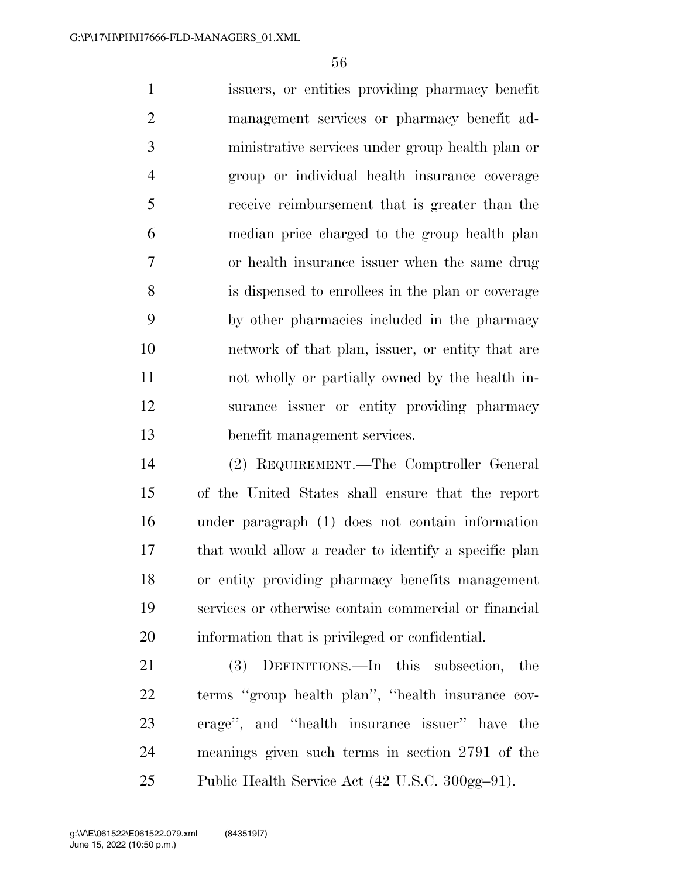issuers, or entities providing pharmacy benefit management services or pharmacy benefit administrative services under group health plan or group or individual health insurance coverage receive reimbursement that is greater than the median price charged to the group health plan or health insurance issuer when the same drug is dispensed to enrollees in the plan or coverage by other pharmacies included in the pharmacy network of that plan, issuer, or entity that are not wholly or partially owned by the health insurance issuer or entity providing pharmacy benefit management services.

(2) REQUIREMENT.—The Comptroller General of the United States shall ensure that the report under paragraph (1) does not contain information that would allow a reader to identify a specific plan or entity providing pharmacy benefits management services or otherwise contain commercial or financial information that is privileged or confidential.

(3) DEFINITIONS.—In this subsection, the terms ''group health plan'', ''health insurance coverage'', and ''health insurance issuer'' have the meanings given such terms in section 2791 of the Public Health Service Act (42 U.S.C. 300gg–91).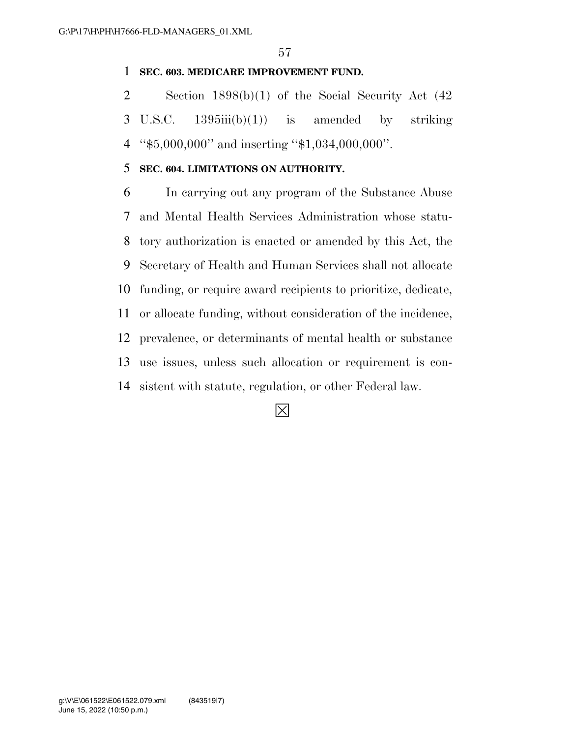**SEC. 603. MEDICARE IMPROVEMENT FUND.**

Section 1898(b)(1) of the Social Security Act (42 U.S.C. 1395iii(b)(1)) is amended by striking "$5,000,000" and inserting "$1,034,000,000".

**SEC. 604. LIMITATIONS ON AUTHORITY.**

In carrying out any program of the Substance Abuse and Mental Health Services Administration whose statutory authorization is enacted or amended by this Act, the Secretary of Health and Human Services shall not allocate funding, or require award recipients to prioritize, dedicate, or allocate funding, without consideration of the incidence, prevalence, or determinants of mental health or substance use issues, unless such allocation or requirement is consistent with statute, regulation, or other Federal law.

☒